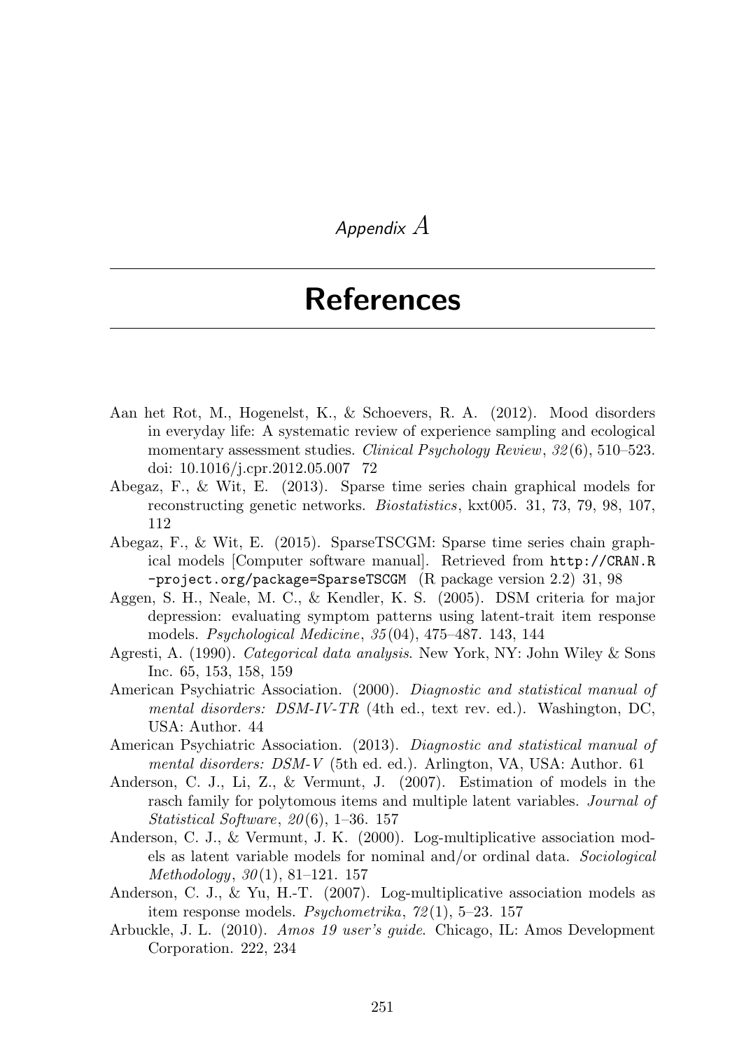*Appendix A*

# References

Aan het Rot, M., Hogenelst, K., & Schoevers, R. A. (2012). Mood disorders in everyday life: A systematic review of experience sampling and ecological momentary assessment studies. *Clinical Psychology Review*, *32*(6), 510–523. doi: 10.1016/j.cpr.2012.05.007 72

Abegaz, F., & Wit, E. (2013). Sparse time series chain graphical models for reconstructing genetic networks. *Biostatistics*, kxt005. 31, 73, 79, 98, 107, 112

Abegaz, F., & Wit, E. (2015). SparseTSCGM: Sparse time series chain graphical models [Computer software manual]. Retrieved from `http://CRAN.R-project.org/package=SparseTSCGM` (R package version 2.2) 31, 98

Aggen, S. H., Neale, M. C., & Kendler, K. S. (2005). DSM criteria for major depression: evaluating symptom patterns using latent-trait item response models. *Psychological Medicine*, *35*(04), 475–487. 143, 144

Agresti, A. (1990). *Categorical data analysis*. New York, NY: John Wiley & Sons Inc. 65, 153, 158, 159

American Psychiatric Association. (2000). *Diagnostic and statistical manual of mental disorders: DSM-IV-TR* (4th ed., text rev. ed.). Washington, DC, USA: Author. 44

American Psychiatric Association. (2013). *Diagnostic and statistical manual of mental disorders: DSM-V* (5th ed. ed.). Arlington, VA, USA: Author. 61

Anderson, C. J., Li, Z., & Vermunt, J. (2007). Estimation of models in the rasch family for polytomous items and multiple latent variables. *Journal of Statistical Software*, *20*(6), 1–36. 157

Anderson, C. J., & Vermunt, J. K. (2000). Log-multiplicative association models as latent variable models for nominal and/or ordinal data. *Sociological Methodology*, *30*(1), 81–121. 157

Anderson, C. J., & Yu, H.-T. (2007). Log-multiplicative association models as item response models. *Psychometrika*, *72*(1), 5–23. 157

Arbuckle, J. L. (2010). *Amos 19 user's guide*. Chicago, IL: Amos Development Corporation. 222, 234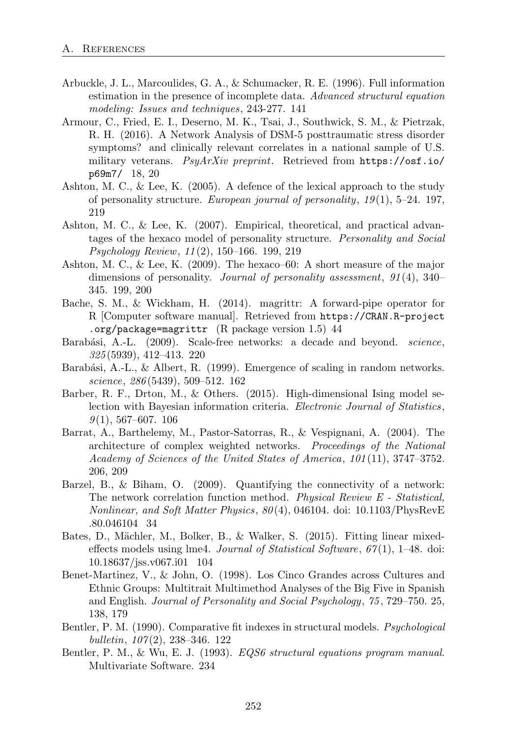Arbuckle, J. L., Marcoulides, G. A., & Schumacker, R. E. (1996). Full information estimation in the presence of incomplete data. *Advanced structural equation modeling: Issues and techniques*, 243-277. 141

Armour, C., Fried, E. I., Deserno, M. K., Tsai, J., Southwick, S. M., & Pietrzak, R. H. (2016). A Network Analysis of DSM-5 posttraumatic stress disorder symptoms? and clinically relevant correlates in a national sample of U.S. military veterans. *PsyArXiv preprint*. Retrieved from `https://osf.io/p69m7/` 18, 20

Ashton, M. C., & Lee, K. (2005). A defence of the lexical approach to the study of personality structure. *European journal of personality*, *19*(1), 5–24. 197, 219

Ashton, M. C., & Lee, K. (2007). Empirical, theoretical, and practical advantages of the hexaco model of personality structure. *Personality and Social Psychology Review*, *11*(2), 150–166. 199, 219

Ashton, M. C., & Lee, K. (2009). The hexaco–60: A short measure of the major dimensions of personality. *Journal of personality assessment*, *91*(4), 340–345. 199, 200

Bache, S. M., & Wickham, H. (2014). magrittr: A forward-pipe operator for R [Computer software manual]. Retrieved from `https://CRAN.R-project.org/package=magrittr` (R package version 1.5) 44

Barabási, A.-L. (2009). Scale-free networks: a decade and beyond. *science*, *325*(5939), 412–413. 220

Barabási, A.-L., & Albert, R. (1999). Emergence of scaling in random networks. *science*, *286*(5439), 509–512. 162

Barber, R. F., Drton, M., & Others. (2015). High-dimensional Ising model selection with Bayesian information criteria. *Electronic Journal of Statistics*, *9*(1), 567–607. 106

Barrat, A., Barthelemy, M., Pastor-Satorras, R., & Vespignani, A. (2004). The architecture of complex weighted networks. *Proceedings of the National Academy of Sciences of the United States of America*, *101*(11), 3747–3752. 206, 209

Barzel, B., & Biham, O. (2009). Quantifying the connectivity of a network: The network correlation function method. *Physical Review E - Statistical, Nonlinear, and Soft Matter Physics*, *80*(4), 046104. doi: 10.1103/PhysRevE.80.046104 34

Bates, D., Mächler, M., Bolker, B., & Walker, S. (2015). Fitting linear mixed-effects models using lme4. *Journal of Statistical Software*, *67*(1), 1–48. doi: 10.18637/jss.v067.i01 104

Benet-Martinez, V., & John, O. (1998). Los Cinco Grandes across Cultures and Ethnic Groups: Multitrait Multimethod Analyses of the Big Five in Spanish and English. *Journal of Personality and Social Psychology*, *75*, 729–750. 25, 138, 179

Bentler, P. M. (1990). Comparative fit indexes in structural models. *Psychological bulletin*, *107*(2), 238–346. 122

Bentler, P. M., & Wu, E. J. (1993). *EQS6 structural equations program manual*. Multivariate Software. 234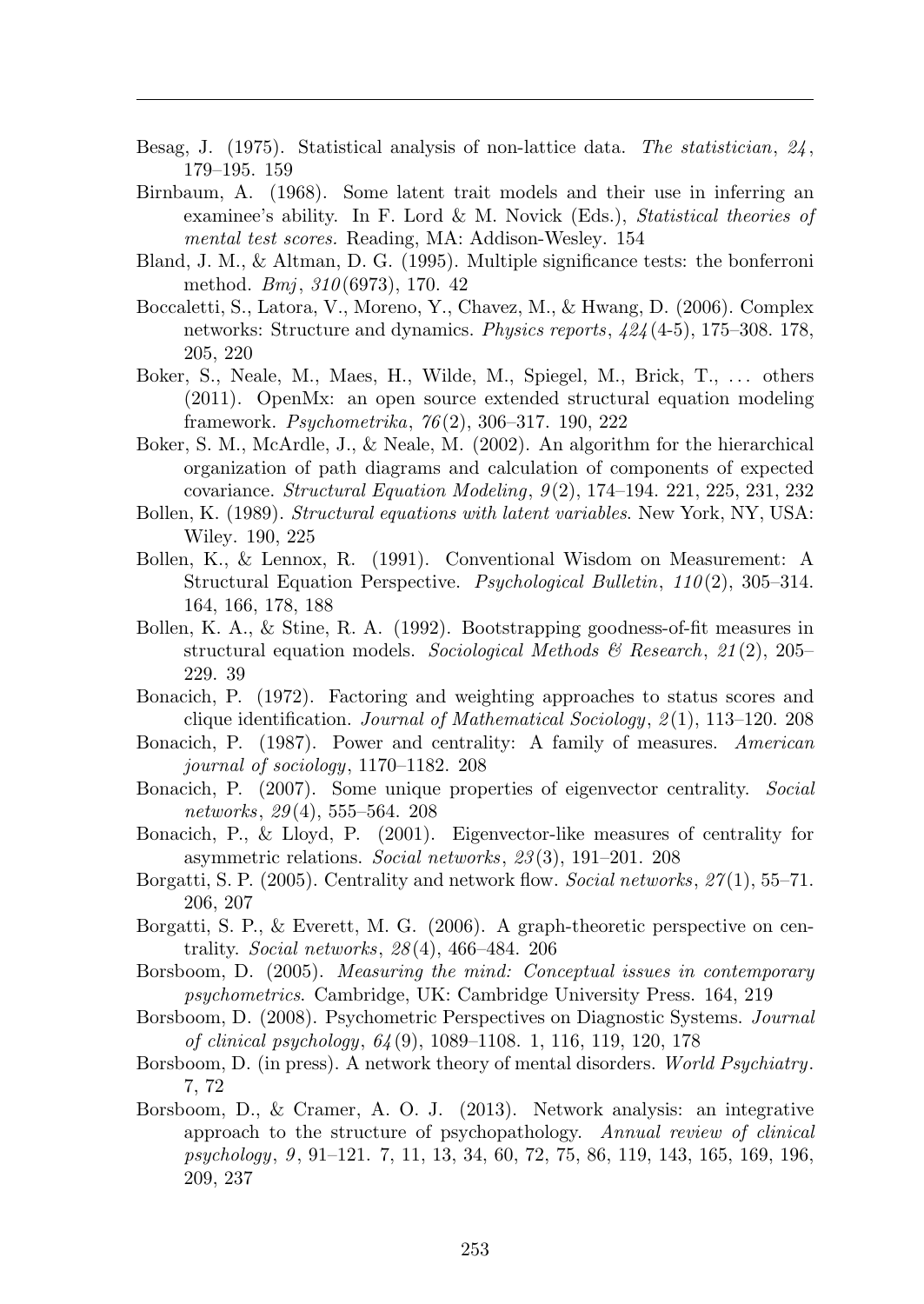Besag, J. (1975). Statistical analysis of non-lattice data. *The statistician*, *24*, 179–195. 159

Birnbaum, A. (1968). Some latent trait models and their use in inferring an examinee's ability. In F. Lord & M. Novick (Eds.), *Statistical theories of mental test scores.* Reading, MA: Addison-Wesley. 154

Bland, J. M., & Altman, D. G. (1995). Multiple significance tests: the bonferroni method. *Bmj*, *310*(6973), 170. 42

Boccaletti, S., Latora, V., Moreno, Y., Chavez, M., & Hwang, D. (2006). Complex networks: Structure and dynamics. *Physics reports*, *424*(4-5), 175–308. 178, 205, 220

Boker, S., Neale, M., Maes, H., Wilde, M., Spiegel, M., Brick, T., ... others (2011). OpenMx: an open source extended structural equation modeling framework. *Psychometrika*, *76*(2), 306–317. 190, 222

Boker, S. M., McArdle, J., & Neale, M. (2002). An algorithm for the hierarchical organization of path diagrams and calculation of components of expected covariance. *Structural Equation Modeling*, *9*(2), 174–194. 221, 225, 231, 232

Bollen, K. (1989). *Structural equations with latent variables.* New York, NY, USA: Wiley. 190, 225

Bollen, K., & Lennox, R. (1991). Conventional Wisdom on Measurement: A Structural Equation Perspective. *Psychological Bulletin*, *110*(2), 305–314. 164, 166, 178, 188

Bollen, K. A., & Stine, R. A. (1992). Bootstrapping goodness-of-fit measures in structural equation models. *Sociological Methods & Research*, *21*(2), 205–229. 39

Bonacich, P. (1972). Factoring and weighting approaches to status scores and clique identification. *Journal of Mathematical Sociology*, *2*(1), 113–120. 208

Bonacich, P. (1987). Power and centrality: A family of measures. *American journal of sociology*, 1170–1182. 208

Bonacich, P. (2007). Some unique properties of eigenvector centrality. *Social networks*, *29*(4), 555–564. 208

Bonacich, P., & Lloyd, P. (2001). Eigenvector-like measures of centrality for asymmetric relations. *Social networks*, *23*(3), 191–201. 208

Borgatti, S. P. (2005). Centrality and network flow. *Social networks*, *27*(1), 55–71. 206, 207

Borgatti, S. P., & Everett, M. G. (2006). A graph-theoretic perspective on centrality. *Social networks*, *28*(4), 466–484. 206

Borsboom, D. (2005). *Measuring the mind: Conceptual issues in contemporary psychometrics.* Cambridge, UK: Cambridge University Press. 164, 219

Borsboom, D. (2008). Psychometric Perspectives on Diagnostic Systems. *Journal of clinical psychology*, *64*(9), 1089–1108. 1, 116, 119, 120, 178

Borsboom, D. (in press). A network theory of mental disorders. *World Psychiatry*. 7, 72

Borsboom, D., & Cramer, A. O. J. (2013). Network analysis: an integrative approach to the structure of psychopathology. *Annual review of clinical psychology*, *9*, 91–121. 7, 11, 13, 34, 60, 72, 75, 86, 119, 143, 165, 169, 196, 209, 237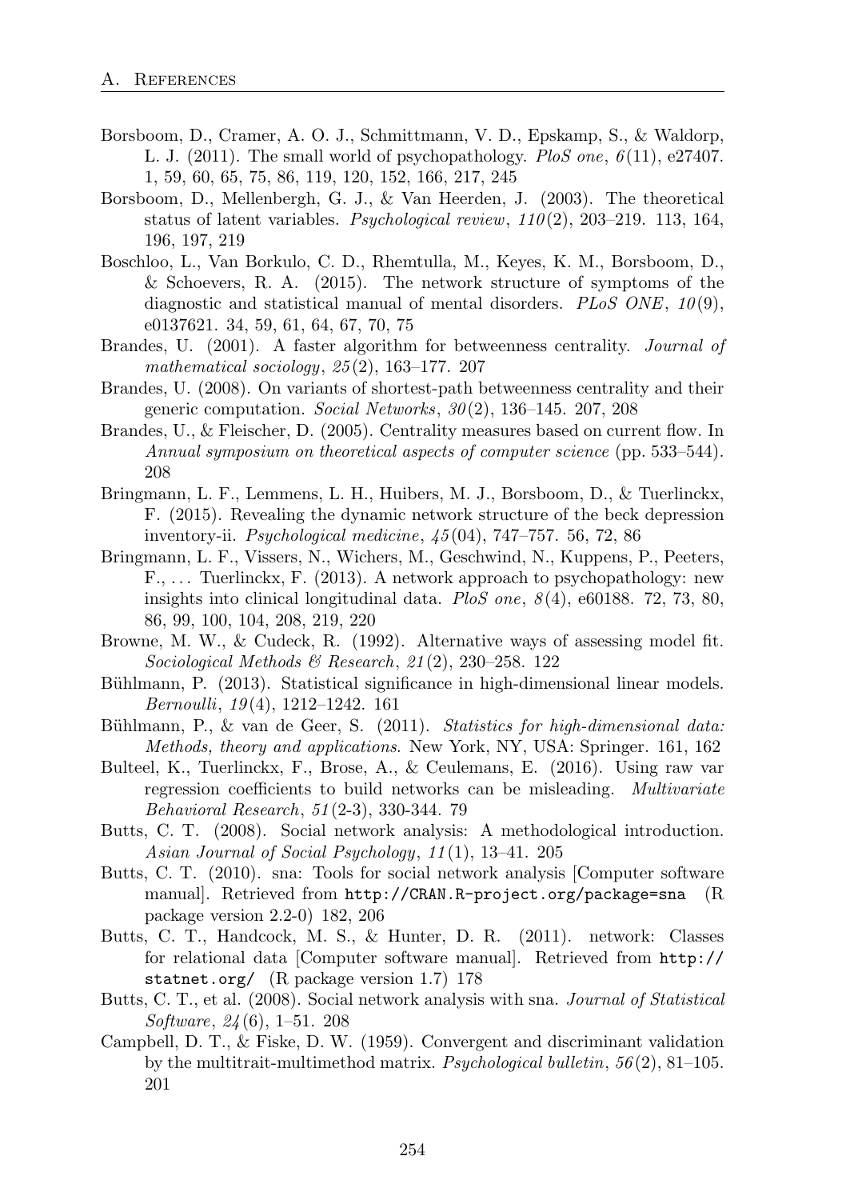Borsboom, D., Cramer, A. O. J., Schmittmann, V. D., Epskamp, S., & Waldorp, L. J. (2011). The small world of psychopathology. *PloS one*, *6*(11), e27407. 1, 59, 60, 65, 75, 86, 119, 120, 152, 166, 217, 245

Borsboom, D., Mellenbergh, G. J., & Van Heerden, J. (2003). The theoretical status of latent variables. *Psychological review*, *110*(2), 203–219. 113, 164, 196, 197, 219

Boschloo, L., Van Borkulo, C. D., Rhemtulla, M., Keyes, K. M., Borsboom, D., & Schoevers, R. A. (2015). The network structure of symptoms of the diagnostic and statistical manual of mental disorders. *PLoS ONE*, *10*(9), e0137621. 34, 59, 61, 64, 67, 70, 75

Brandes, U. (2001). A faster algorithm for betweenness centrality. *Journal of mathematical sociology*, *25*(2), 163–177. 207

Brandes, U. (2008). On variants of shortest-path betweenness centrality and their generic computation. *Social Networks*, *30*(2), 136–145. 207, 208

Brandes, U., & Fleischer, D. (2005). Centrality measures based on current flow. In *Annual symposium on theoretical aspects of computer science* (pp. 533–544). 208

Bringmann, L. F., Lemmens, L. H., Huibers, M. J., Borsboom, D., & Tuerlinckx, F. (2015). Revealing the dynamic network structure of the beck depression inventory-ii. *Psychological medicine*, *45*(04), 747–757. 56, 72, 86

Bringmann, L. F., Vissers, N., Wichers, M., Geschwind, N., Kuppens, P., Peeters, F., ... Tuerlinckx, F. (2013). A network approach to psychopathology: new insights into clinical longitudinal data. *PloS one*, *8*(4), e60188. 72, 73, 80, 86, 99, 100, 104, 208, 219, 220

Browne, M. W., & Cudeck, R. (1992). Alternative ways of assessing model fit. *Sociological Methods & Research*, *21*(2), 230–258. 122

Bühlmann, P. (2013). Statistical significance in high-dimensional linear models. *Bernoulli*, *19*(4), 1212–1242. 161

Bühlmann, P., & van de Geer, S. (2011). *Statistics for high-dimensional data: Methods, theory and applications*. New York, NY, USA: Springer. 161, 162

Bulteel, K., Tuerlinckx, F., Brose, A., & Ceulemans, E. (2016). Using raw var regression coefficients to build networks can be misleading. *Multivariate Behavioral Research*, *51*(2-3), 330-344. 79

Butts, C. T. (2008). Social network analysis: A methodological introduction. *Asian Journal of Social Psychology*, *11*(1), 13–41. 205

Butts, C. T. (2010). sna: Tools for social network analysis [Computer software manual]. Retrieved from `http://CRAN.R-project.org/package=sna` (R package version 2.2-0) 182, 206

Butts, C. T., Handcock, M. S., & Hunter, D. R. (2011). network: Classes for relational data [Computer software manual]. Retrieved from `http://statnet.org/` (R package version 1.7) 178

Butts, C. T., et al. (2008). Social network analysis with sna. *Journal of Statistical Software*, *24*(6), 1–51. 208

Campbell, D. T., & Fiske, D. W. (1959). Convergent and discriminant validation by the multitrait-multimethod matrix. *Psychological bulletin*, *56*(2), 81–105. 201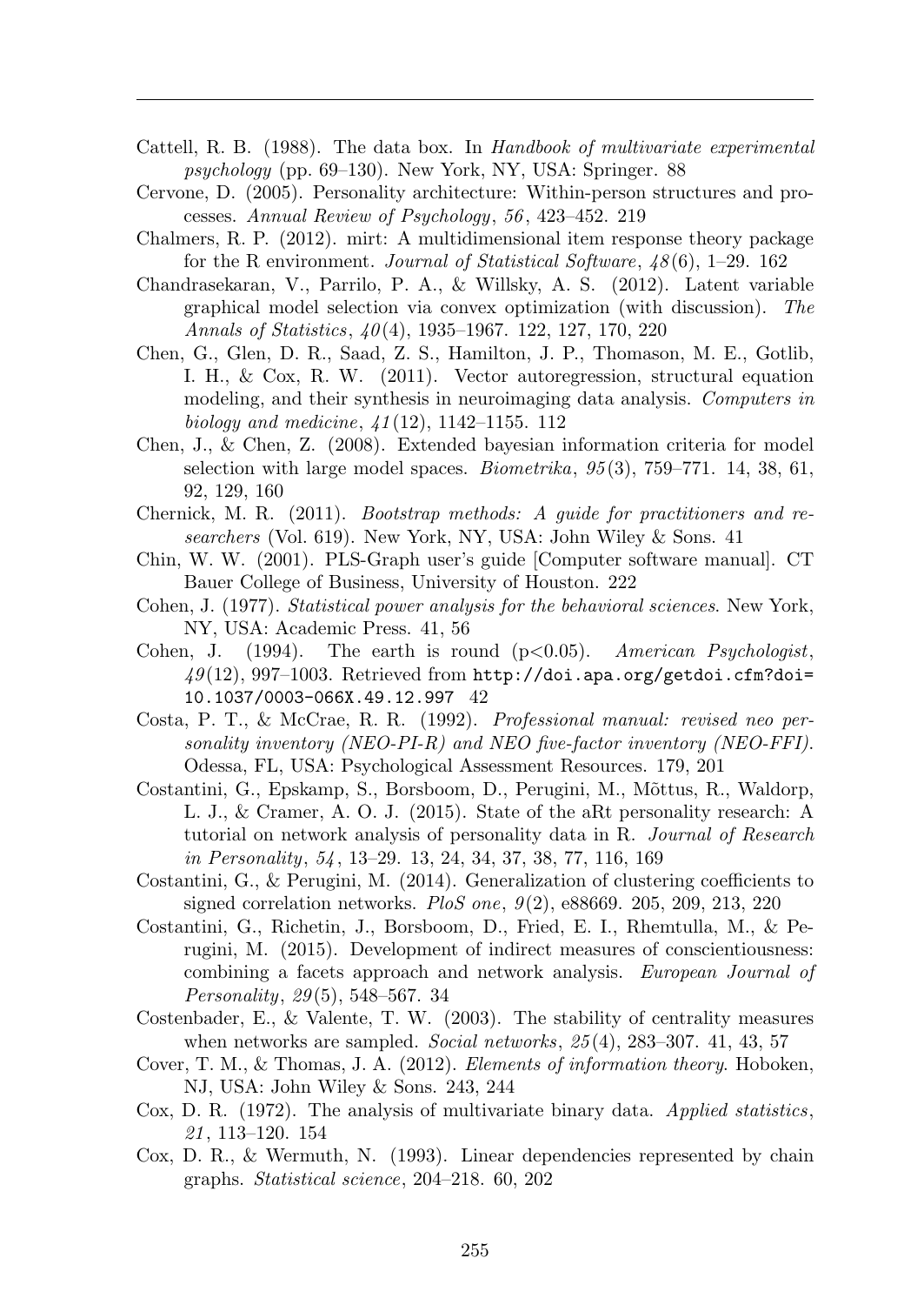Cattell, R. B. (1988). The data box. In *Handbook of multivariate experimental psychology* (pp. 69–130). New York, NY, USA: Springer. 88

Cervone, D. (2005). Personality architecture: Within-person structures and processes. *Annual Review of Psychology*, *56*, 423–452. 219

Chalmers, R. P. (2012). mirt: A multidimensional item response theory package for the R environment. *Journal of Statistical Software*, *48*(6), 1–29. 162

Chandrasekaran, V., Parrilo, P. A., & Willsky, A. S. (2012). Latent variable graphical model selection via convex optimization (with discussion). *The Annals of Statistics*, *40*(4), 1935–1967. 122, 127, 170, 220

Chen, G., Glen, D. R., Saad, Z. S., Hamilton, J. P., Thomason, M. E., Gotlib, I. H., & Cox, R. W. (2011). Vector autoregression, structural equation modeling, and their synthesis in neuroimaging data analysis. *Computers in biology and medicine*, *41*(12), 1142–1155. 112

Chen, J., & Chen, Z. (2008). Extended bayesian information criteria for model selection with large model spaces. *Biometrika*, *95*(3), 759–771. 14, 38, 61, 92, 129, 160

Chernick, M. R. (2011). *Bootstrap methods: A guide for practitioners and researchers* (Vol. 619). New York, NY, USA: John Wiley & Sons. 41

Chin, W. W. (2001). PLS-Graph user's guide [Computer software manual]. CT Bauer College of Business, University of Houston. 222

Cohen, J. (1977). *Statistical power analysis for the behavioral sciences*. New York, NY, USA: Academic Press. 41, 56

Cohen, J. (1994). The earth is round ($p<0.05$). *American Psychologist*, *49*(12), 997–1003. Retrieved from `http://doi.apa.org/getdoi.cfm?doi=10.1037/0003-066X.49.12.997` 42

Costa, P. T., & McCrae, R. R. (1992). *Professional manual: revised neo personality inventory (NEO-PI-R) and NEO five-factor inventory (NEO-FFI)*. Odessa, FL, USA: Psychological Assessment Resources. 179, 201

Costantini, G., Epskamp, S., Borsboom, D., Perugini, M., Mõttus, R., Waldorp, L. J., & Cramer, A. O. J. (2015). State of the aRt personality research: A tutorial on network analysis of personality data in R. *Journal of Research in Personality*, *54*, 13–29. 13, 24, 34, 37, 38, 77, 116, 169

Costantini, G., & Perugini, M. (2014). Generalization of clustering coefficients to signed correlation networks. *PloS one*, *9*(2), e88669. 205, 209, 213, 220

Costantini, G., Richetin, J., Borsboom, D., Fried, E. I., Rhemtulla, M., & Perugini, M. (2015). Development of indirect measures of conscientiousness: combining a facets approach and network analysis. *European Journal of Personality*, *29*(5), 548–567. 34

Costenbader, E., & Valente, T. W. (2003). The stability of centrality measures when networks are sampled. *Social networks*, *25*(4), 283–307. 41, 43, 57

Cover, T. M., & Thomas, J. A. (2012). *Elements of information theory*. Hoboken, NJ, USA: John Wiley & Sons. 243, 244

Cox, D. R. (1972). The analysis of multivariate binary data. *Applied statistics*, *21*, 113–120. 154

Cox, D. R., & Wermuth, N. (1993). Linear dependencies represented by chain graphs. *Statistical science*, 204–218. 60, 202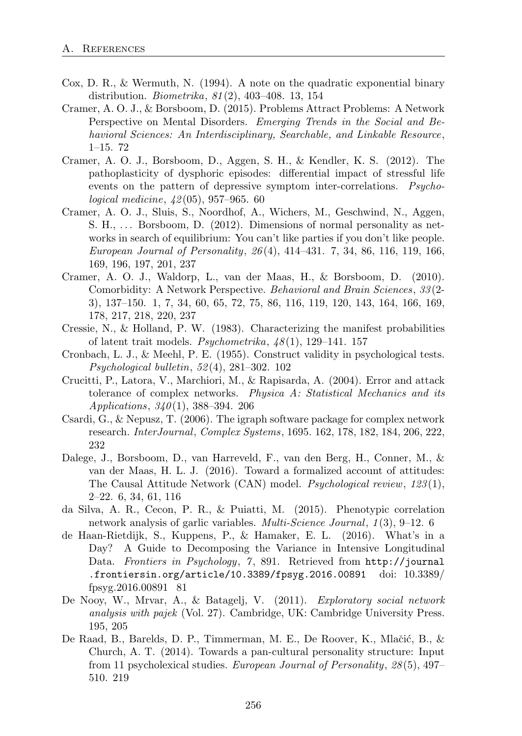Cox, D. R., & Wermuth, N. (1994). A note on the quadratic exponential binary distribution. *Biometrika*, *81*(2), 403–408. 13, 154

Cramer, A. O. J., & Borsboom, D. (2015). Problems Attract Problems: A Network Perspective on Mental Disorders. *Emerging Trends in the Social and Behavioral Sciences: An Interdisciplinary, Searchable, and Linkable Resource*, 1–15. 72

Cramer, A. O. J., Borsboom, D., Aggen, S. H., & Kendler, K. S. (2012). The pathoplasticity of dysphoric episodes: differential impact of stressful life events on the pattern of depressive symptom inter-correlations. *Psychological medicine*, *42*(05), 957–965. 60

Cramer, A. O. J., Sluis, S., Noordhof, A., Wichers, M., Geschwind, N., Aggen, S. H., ... Borsboom, D. (2012). Dimensions of normal personality as networks in search of equilibrium: You can't like parties if you don't like people. *European Journal of Personality*, *26*(4), 414–431. 7, 34, 86, 116, 119, 166, 169, 196, 197, 201, 237

Cramer, A. O. J., Waldorp, L., van der Maas, H., & Borsboom, D. (2010). Comorbidity: A Network Perspective. *Behavioral and Brain Sciences*, *33*(2-3), 137–150. 1, 7, 34, 60, 65, 72, 75, 86, 116, 119, 120, 143, 164, 166, 169, 178, 217, 218, 220, 237

Cressie, N., & Holland, P. W. (1983). Characterizing the manifest probabilities of latent trait models. *Psychometrika*, *48*(1), 129–141. 157

Cronbach, L. J., & Meehl, P. E. (1955). Construct validity in psychological tests. *Psychological bulletin*, *52*(4), 281–302. 102

Crucitti, P., Latora, V., Marchiori, M., & Rapisarda, A. (2004). Error and attack tolerance of complex networks. *Physica A: Statistical Mechanics and its Applications*, *340*(1), 388–394. 206

Csardi, G., & Nepusz, T. (2006). The igraph software package for complex network research. *InterJournal*, *Complex Systems*, 1695. 162, 178, 182, 184, 206, 222, 232

Dalege, J., Borsboom, D., van Harreveld, F., van den Berg, H., Conner, M., & van der Maas, H. L. J. (2016). Toward a formalized account of attitudes: The Causal Attitude Network (CAN) model. *Psychological review*, *123*(1), 2–22. 6, 34, 61, 116

da Silva, A. R., Cecon, P. R., & Puiatti, M. (2015). Phenotypic correlation network analysis of garlic variables. *Multi-Science Journal*, *1*(3), 9–12. 6

de Haan-Rietdijk, S., Kuppens, P., & Hamaker, E. L. (2016). What's in a Day? A Guide to Decomposing the Variance in Intensive Longitudinal Data. *Frontiers in Psychology*, *7*, 891. Retrieved from http://journal.frontiersin.org/article/10.3389/fpsyg.2016.00891 doi: 10.3389/fpsyg.2016.00891 81

De Nooy, W., Mrvar, A., & Batagelj, V. (2011). *Exploratory social network analysis with pajek* (Vol. 27). Cambridge, UK: Cambridge University Press. 195, 205

De Raad, B., Barelds, D. P., Timmerman, M. E., De Roover, K., Mlačić, B., & Church, A. T. (2014). Towards a pan-cultural personality structure: Input from 11 psycholexical studies. *European Journal of Personality*, *28*(5), 497–510. 219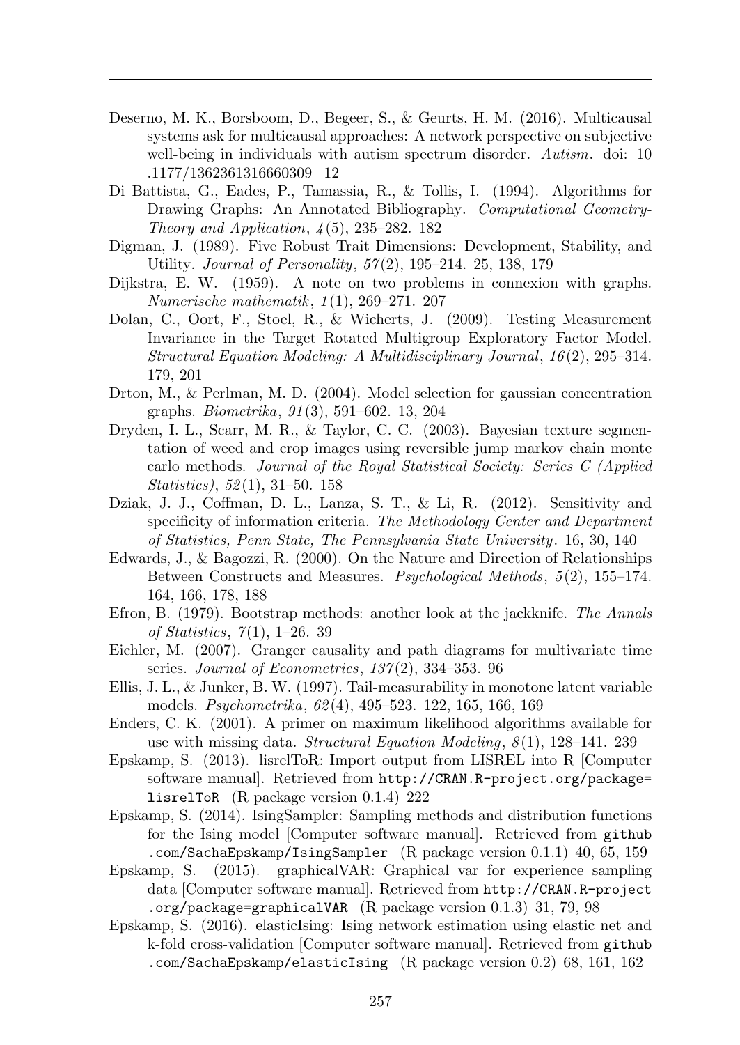Deserno, M. K., Borsboom, D., Begeer, S., & Geurts, H. M. (2016). Multicausal systems ask for multicausal approaches: A network perspective on subjective well-being in individuals with autism spectrum disorder. *Autism*. doi: 10.1177/1362361316660309 12

Di Battista, G., Eades, P., Tamassia, R., & Tollis, I. (1994). Algorithms for Drawing Graphs: An Annotated Bibliography. *Computational Geometry-Theory and Application*, *4*(5), 235–282. 182

Digman, J. (1989). Five Robust Trait Dimensions: Development, Stability, and Utility. *Journal of Personality*, *57*(2), 195–214. 25, 138, 179

Dijkstra, E. W. (1959). A note on two problems in connexion with graphs. *Numerische mathematik*, *1*(1), 269–271. 207

Dolan, C., Oort, F., Stoel, R., & Wicherts, J. (2009). Testing Measurement Invariance in the Target Rotated Multigroup Exploratory Factor Model. *Structural Equation Modeling: A Multidisciplinary Journal*, *16*(2), 295–314. 179, 201

Drton, M., & Perlman, M. D. (2004). Model selection for gaussian concentration graphs. *Biometrika*, *91*(3), 591–602. 13, 204

Dryden, I. L., Scarr, M. R., & Taylor, C. C. (2003). Bayesian texture segmentation of weed and crop images using reversible jump markov chain monte carlo methods. *Journal of the Royal Statistical Society: Series C (Applied Statistics)*, *52*(1), 31–50. 158

Dziak, J. J., Coffman, D. L., Lanza, S. T., & Li, R. (2012). Sensitivity and specificity of information criteria. *The Methodology Center and Department of Statistics, Penn State, The Pennsylvania State University*. 16, 30, 140

Edwards, J., & Bagozzi, R. (2000). On the Nature and Direction of Relationships Between Constructs and Measures. *Psychological Methods*, *5*(2), 155–174. 164, 166, 178, 188

Efron, B. (1979). Bootstrap methods: another look at the jackknife. *The Annals of Statistics*, *7*(1), 1–26. 39

Eichler, M. (2007). Granger causality and path diagrams for multivariate time series. *Journal of Econometrics*, *137*(2), 334–353. 96

Ellis, J. L., & Junker, B. W. (1997). Tail-measurability in monotone latent variable models. *Psychometrika*, *62*(4), 495–523. 122, 165, 166, 169

Enders, C. K. (2001). A primer on maximum likelihood algorithms available for use with missing data. *Structural Equation Modeling*, *8*(1), 128–141. 239

Epskamp, S. (2013). lisrelToR: Import output from LISREL into R [Computer software manual]. Retrieved from `http://CRAN.R-project.org/package=lisrelToR` (R package version 0.1.4) 222

Epskamp, S. (2014). IsingSampler: Sampling methods and distribution functions for the Ising model [Computer software manual]. Retrieved from `github.com/SachaEpskamp/IsingSampler` (R package version 0.1.1) 40, 65, 159

Epskamp, S. (2015). graphicalVAR: Graphical var for experience sampling data [Computer software manual]. Retrieved from `http://CRAN.R-project.org/package=graphicalVAR` (R package version 0.1.3) 31, 79, 98

Epskamp, S. (2016). elasticIsing: Ising network estimation using elastic net and k-fold cross-validation [Computer software manual]. Retrieved from `github.com/SachaEpskamp/elasticIsing` (R package version 0.2) 68, 161, 162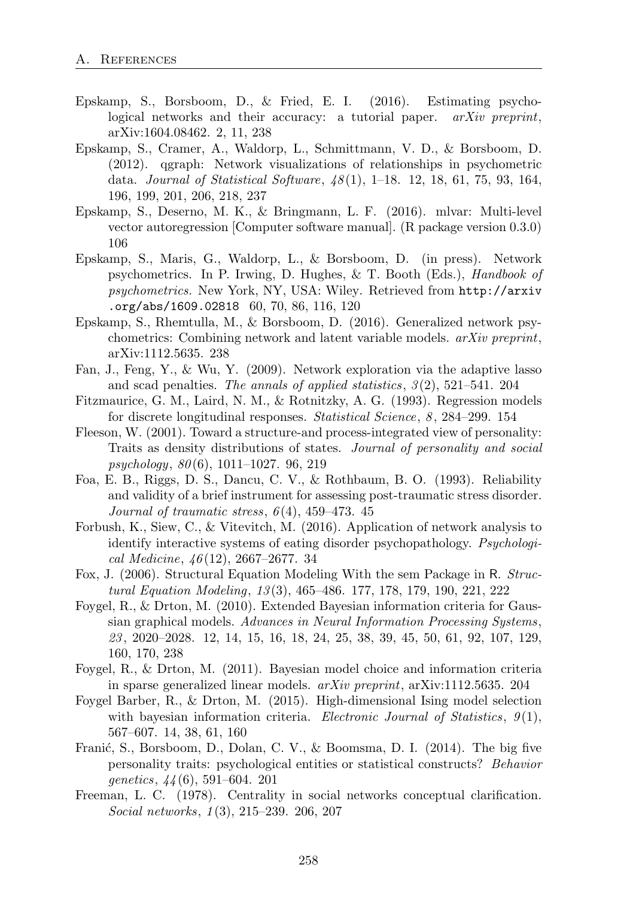Epskamp, S., Borsboom, D., & Fried, E. I. (2016). Estimating psychological networks and their accuracy: a tutorial paper. *arXiv preprint*, arXiv:1604.08462. 2, 11, 238

Epskamp, S., Cramer, A., Waldorp, L., Schmittmann, V. D., & Borsboom, D. (2012). qgraph: Network visualizations of relationships in psychometric data. *Journal of Statistical Software*, *48*(1), 1–18. 12, 18, 61, 75, 93, 164, 196, 199, 201, 206, 218, 237

Epskamp, S., Deserno, M. K., & Bringmann, L. F. (2016). mlvar: Multi-level vector autoregression [Computer software manual]. (R package version 0.3.0) 106

Epskamp, S., Maris, G., Waldorp, L., & Borsboom, D. (in press). Network psychometrics. In P. Irwing, D. Hughes, & T. Booth (Eds.), *Handbook of psychometrics.* New York, NY, USA: Wiley. Retrieved from `http://arxiv.org/abs/1609.02818` 60, 70, 86, 116, 120

Epskamp, S., Rhemtulla, M., & Borsboom, D. (2016). Generalized network psychometrics: Combining network and latent variable models. *arXiv preprint*, arXiv:1112.5635. 238

Fan, J., Feng, Y., & Wu, Y. (2009). Network exploration via the adaptive lasso and scad penalties. *The annals of applied statistics*, *3*(2), 521–541. 204

Fitzmaurice, G. M., Laird, N. M., & Rotnitzky, A. G. (1993). Regression models for discrete longitudinal responses. *Statistical Science*, *8*, 284–299. 154

Fleeson, W. (2001). Toward a structure-and process-integrated view of personality: Traits as density distributions of states. *Journal of personality and social psychology*, *80*(6), 1011–1027. 96, 219

Foa, E. B., Riggs, D. S., Dancu, C. V., & Rothbaum, B. O. (1993). Reliability and validity of a brief instrument for assessing post-traumatic stress disorder. *Journal of traumatic stress*, *6*(4), 459–473. 45

Forbush, K., Siew, C., & Vitevitch, M. (2016). Application of network analysis to identify interactive systems of eating disorder psychopathology. *Psychological Medicine*, *46*(12), 2667–2677. 34

Fox, J. (2006). Structural Equation Modeling With the sem Package in R. *Structural Equation Modeling*, *13*(3), 465–486. 177, 178, 179, 190, 221, 222

Foygel, R., & Drton, M. (2010). Extended Bayesian information criteria for Gaussian graphical models. *Advances in Neural Information Processing Systems*, *23*, 2020–2028. 12, 14, 15, 16, 18, 24, 25, 38, 39, 45, 50, 61, 92, 107, 129, 160, 170, 238

Foygel, R., & Drton, M. (2011). Bayesian model choice and information criteria in sparse generalized linear models. *arXiv preprint*, arXiv:1112.5635. 204

Foygel Barber, R., & Drton, M. (2015). High-dimensional Ising model selection with bayesian information criteria. *Electronic Journal of Statistics*, *9*(1), 567–607. 14, 38, 61, 160

Franić, S., Borsboom, D., Dolan, C. V., & Boomsma, D. I. (2014). The big five personality traits: psychological entities or statistical constructs? *Behavior genetics*, *44*(6), 591–604. 201

Freeman, L. C. (1978). Centrality in social networks conceptual clarification. *Social networks*, *1*(3), 215–239. 206, 207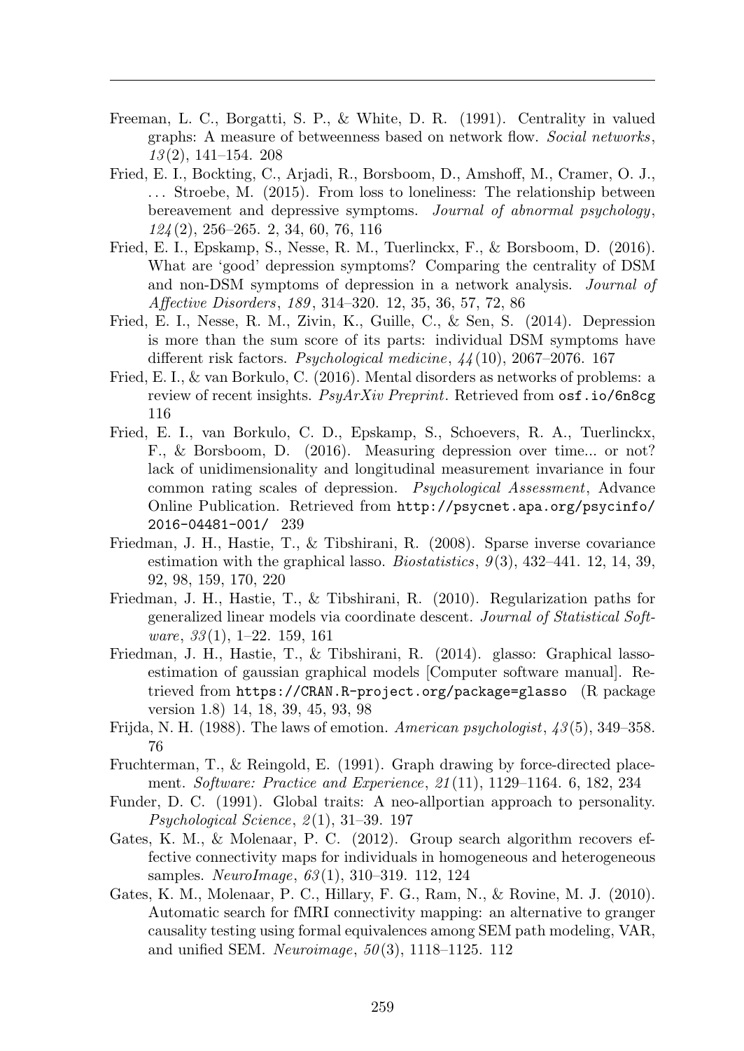Freeman, L. C., Borgatti, S. P., & White, D. R. (1991). Centrality in valued graphs: A measure of betweenness based on network flow. *Social networks*, *13*(2), 141–154. 208

Fried, E. I., Bockting, C., Arjadi, R., Borsboom, D., Amshoff, M., Cramer, O. J., ... Stroebe, M. (2015). From loss to loneliness: The relationship between bereavement and depressive symptoms. *Journal of abnormal psychology*, *124*(2), 256–265. 2, 34, 60, 76, 116

Fried, E. I., Epskamp, S., Nesse, R. M., Tuerlinckx, F., & Borsboom, D. (2016). What are 'good' depression symptoms? Comparing the centrality of DSM and non-DSM symptoms of depression in a network analysis. *Journal of Affective Disorders*, *189*, 314–320. 12, 35, 36, 57, 72, 86

Fried, E. I., Nesse, R. M., Zivin, K., Guille, C., & Sen, S. (2014). Depression is more than the sum score of its parts: individual DSM symptoms have different risk factors. *Psychological medicine*, *44*(10), 2067–2076. 167

Fried, E. I., & van Borkulo, C. (2016). Mental disorders as networks of problems: a review of recent insights. *PsyArXiv Preprint*. Retrieved from `osf.io/6n8cg` 116

Fried, E. I., van Borkulo, C. D., Epskamp, S., Schoevers, R. A., Tuerlinckx, F., & Borsboom, D. (2016). Measuring depression over time... or not? lack of unidimensionality and longitudinal measurement invariance in four common rating scales of depression. *Psychological Assessment*, Advance Online Publication. Retrieved from `http://psycnet.apa.org/psycinfo/2016-04481-001/` 239

Friedman, J. H., Hastie, T., & Tibshirani, R. (2008). Sparse inverse covariance estimation with the graphical lasso. *Biostatistics*, *9*(3), 432–441. 12, 14, 39, 92, 98, 159, 170, 220

Friedman, J. H., Hastie, T., & Tibshirani, R. (2010). Regularization paths for generalized linear models via coordinate descent. *Journal of Statistical Software*, *33*(1), 1–22. 159, 161

Friedman, J. H., Hastie, T., & Tibshirani, R. (2014). glasso: Graphical lasso-estimation of gaussian graphical models [Computer software manual]. Retrieved from `https://CRAN.R-project.org/package=glasso` (R package version 1.8) 14, 18, 39, 45, 93, 98

Frijda, N. H. (1988). The laws of emotion. *American psychologist*, *43*(5), 349–358. 76

Fruchterman, T., & Reingold, E. (1991). Graph drawing by force-directed placement. *Software: Practice and Experience*, *21*(11), 1129–1164. 6, 182, 234

Funder, D. C. (1991). Global traits: A neo-allportian approach to personality. *Psychological Science*, *2*(1), 31–39. 197

Gates, K. M., & Molenaar, P. C. (2012). Group search algorithm recovers effective connectivity maps for individuals in homogeneous and heterogeneous samples. *NeuroImage*, *63*(1), 310–319. 112, 124

Gates, K. M., Molenaar, P. C., Hillary, F. G., Ram, N., & Rovine, M. J. (2010). Automatic search for fMRI connectivity mapping: an alternative to granger causality testing using formal equivalences among SEM path modeling, VAR, and unified SEM. *Neuroimage*, *50*(3), 1118–1125. 112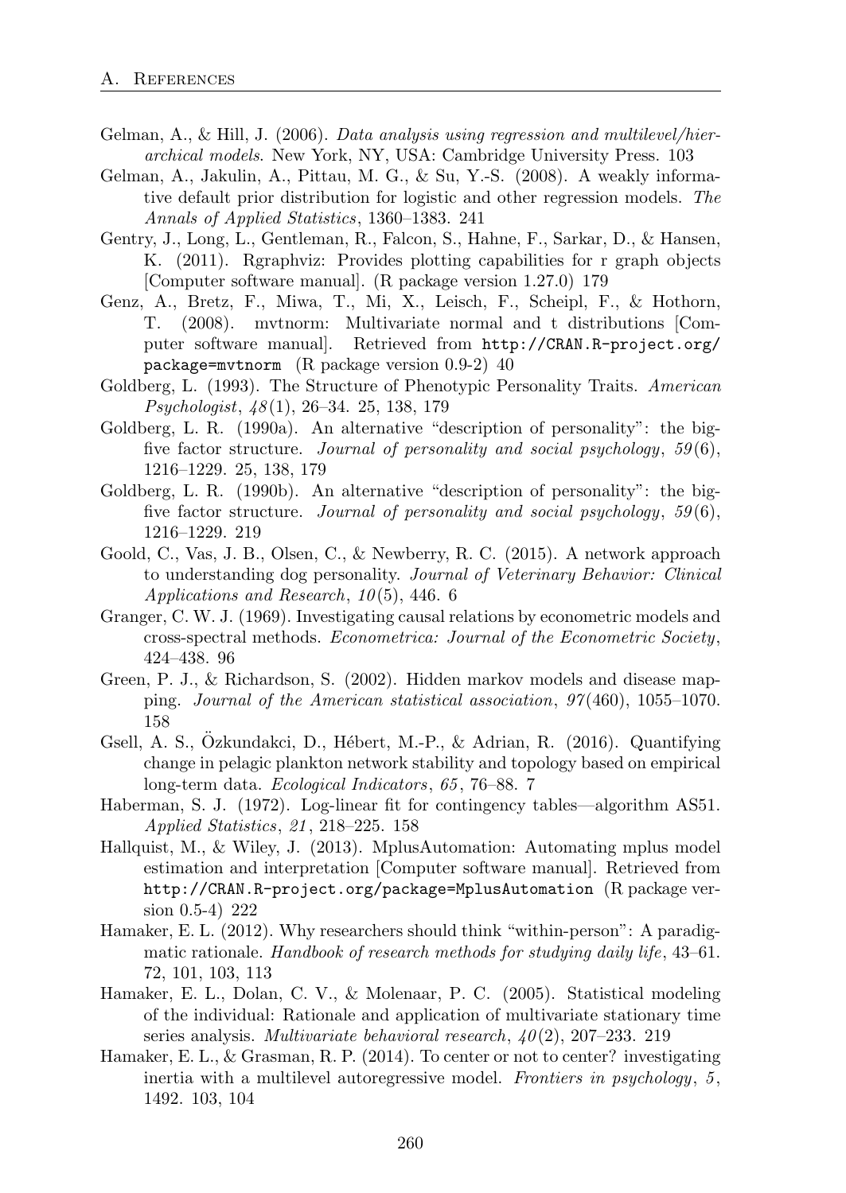Gelman, A., & Hill, J. (2006). *Data analysis using regression and multilevel/hierarchical models*. New York, NY, USA: Cambridge University Press. 103

Gelman, A., Jakulin, A., Pittau, M. G., & Su, Y.-S. (2008). A weakly informative default prior distribution for logistic and other regression models. *The Annals of Applied Statistics*, 1360–1383. 241

Gentry, J., Long, L., Gentleman, R., Falcon, S., Hahne, F., Sarkar, D., & Hansen, K. (2011). Rgraphviz: Provides plotting capabilities for r graph objects [Computer software manual]. (R package version 1.27.0) 179

Genz, A., Bretz, F., Miwa, T., Mi, X., Leisch, F., Scheipl, F., & Hothorn, T. (2008). mvtnorm: Multivariate normal and t distributions [Computer software manual]. Retrieved from `http://CRAN.R-project.org/package=mvtnorm` (R package version 0.9-2) 40

Goldberg, L. (1993). The Structure of Phenotypic Personality Traits. *American Psychologist*, *48*(1), 26–34. 25, 138, 179

Goldberg, L. R. (1990a). An alternative "description of personality": the big-five factor structure. *Journal of personality and social psychology*, *59*(6), 1216–1229. 25, 138, 179

Goldberg, L. R. (1990b). An alternative "description of personality": the big-five factor structure. *Journal of personality and social psychology*, *59*(6), 1216–1229. 219

Goold, C., Vas, J. B., Olsen, C., & Newberry, R. C. (2015). A network approach to understanding dog personality. *Journal of Veterinary Behavior: Clinical Applications and Research*, *10*(5), 446. 6

Granger, C. W. J. (1969). Investigating causal relations by econometric models and cross-spectral methods. *Econometrica: Journal of the Econometric Society*, 424–438. 96

Green, P. J., & Richardson, S. (2002). Hidden markov models and disease mapping. *Journal of the American statistical association*, *97*(460), 1055–1070. 158

Gsell, A. S., Özkundakci, D., Hébert, M.-P., & Adrian, R. (2016). Quantifying change in pelagic plankton network stability and topology based on empirical long-term data. *Ecological Indicators*, *65*, 76–88. 7

Haberman, S. J. (1972). Log-linear fit for contingency tables—algorithm AS51. *Applied Statistics*, *21*, 218–225. 158

Hallquist, M., & Wiley, J. (2013). MplusAutomation: Automating mplus model estimation and interpretation [Computer software manual]. Retrieved from `http://CRAN.R-project.org/package=MplusAutomation` (R package version 0.5-4) 222

Hamaker, E. L. (2012). Why researchers should think "within-person": A paradigmatic rationale. *Handbook of research methods for studying daily life*, 43–61. 72, 101, 103, 113

Hamaker, E. L., Dolan, C. V., & Molenaar, P. C. (2005). Statistical modeling of the individual: Rationale and application of multivariate stationary time series analysis. *Multivariate behavioral research*, *40*(2), 207–233. 219

Hamaker, E. L., & Grasman, R. P. (2014). To center or not to center? investigating inertia with a multilevel autoregressive model. *Frontiers in psychology*, *5*, 1492. 103, 104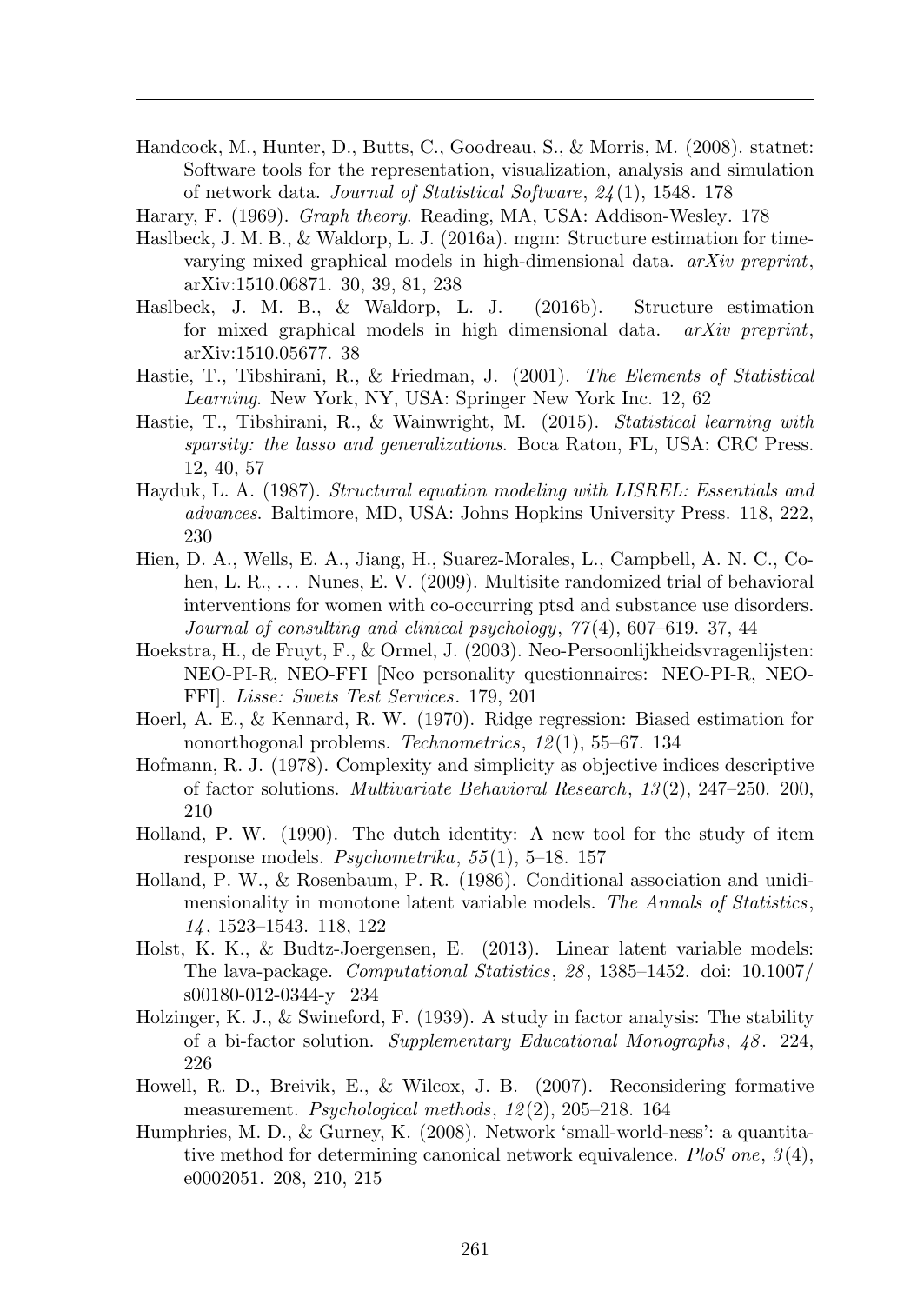Handcock, M., Hunter, D., Butts, C., Goodreau, S., & Morris, M. (2008). statnet: Software tools for the representation, visualization, analysis and simulation of network data. *Journal of Statistical Software*, *24*(1), 1548. 178

Harary, F. (1969). *Graph theory*. Reading, MA, USA: Addison-Wesley. 178

Haslbeck, J. M. B., & Waldorp, L. J. (2016a). mgm: Structure estimation for time-varying mixed graphical models in high-dimensional data. *arXiv preprint*, arXiv:1510.06871. 30, 39, 81, 238

Haslbeck, J. M. B., & Waldorp, L. J. (2016b). Structure estimation for mixed graphical models in high dimensional data. *arXiv preprint*, arXiv:1510.05677. 38

Hastie, T., Tibshirani, R., & Friedman, J. (2001). *The Elements of Statistical Learning*. New York, NY, USA: Springer New York Inc. 12, 62

Hastie, T., Tibshirani, R., & Wainwright, M. (2015). *Statistical learning with sparsity: the lasso and generalizations*. Boca Raton, FL, USA: CRC Press. 12, 40, 57

Hayduk, L. A. (1987). *Structural equation modeling with LISREL: Essentials and advances*. Baltimore, MD, USA: Johns Hopkins University Press. 118, 222, 230

Hien, D. A., Wells, E. A., Jiang, H., Suarez-Morales, L., Campbell, A. N. C., Cohen, L. R., ... Nunes, E. V. (2009). Multisite randomized trial of behavioral interventions for women with co-occurring ptsd and substance use disorders. *Journal of consulting and clinical psychology*, *77*(4), 607–619. 37, 44

Hoekstra, H., de Fruyt, F., & Ormel, J. (2003). Neo-Persoonlijkheidsvragenlijsten: NEO-PI-R, NEO-FFI [Neo personality questionnaires: NEO-PI-R, NEO-FFI]. *Lisse: Swets Test Services*. 179, 201

Hoerl, A. E., & Kennard, R. W. (1970). Ridge regression: Biased estimation for nonorthogonal problems. *Technometrics*, *12*(1), 55–67. 134

Hofmann, R. J. (1978). Complexity and simplicity as objective indices descriptive of factor solutions. *Multivariate Behavioral Research*, *13*(2), 247–250. 200, 210

Holland, P. W. (1990). The dutch identity: A new tool for the study of item response models. *Psychometrika*, *55*(1), 5–18. 157

Holland, P. W., & Rosenbaum, P. R. (1986). Conditional association and unidimensionality in monotone latent variable models. *The Annals of Statistics*, *14*, 1523–1543. 118, 122

Holst, K. K., & Budtz-Joergensen, E. (2013). Linear latent variable models: The lava-package. *Computational Statistics*, *28*, 1385–1452. doi: 10.1007/s00180-012-0344-y 234

Holzinger, K. J., & Swineford, F. (1939). A study in factor analysis: The stability of a bi-factor solution. *Supplementary Educational Monographs*, *48*. 224, 226

Howell, R. D., Breivik, E., & Wilcox, J. B. (2007). Reconsidering formative measurement. *Psychological methods*, *12*(2), 205–218. 164

Humphries, M. D., & Gurney, K. (2008). Network 'small-world-ness': a quantitative method for determining canonical network equivalence. *PloS one*, *3*(4), e0002051. 208, 210, 215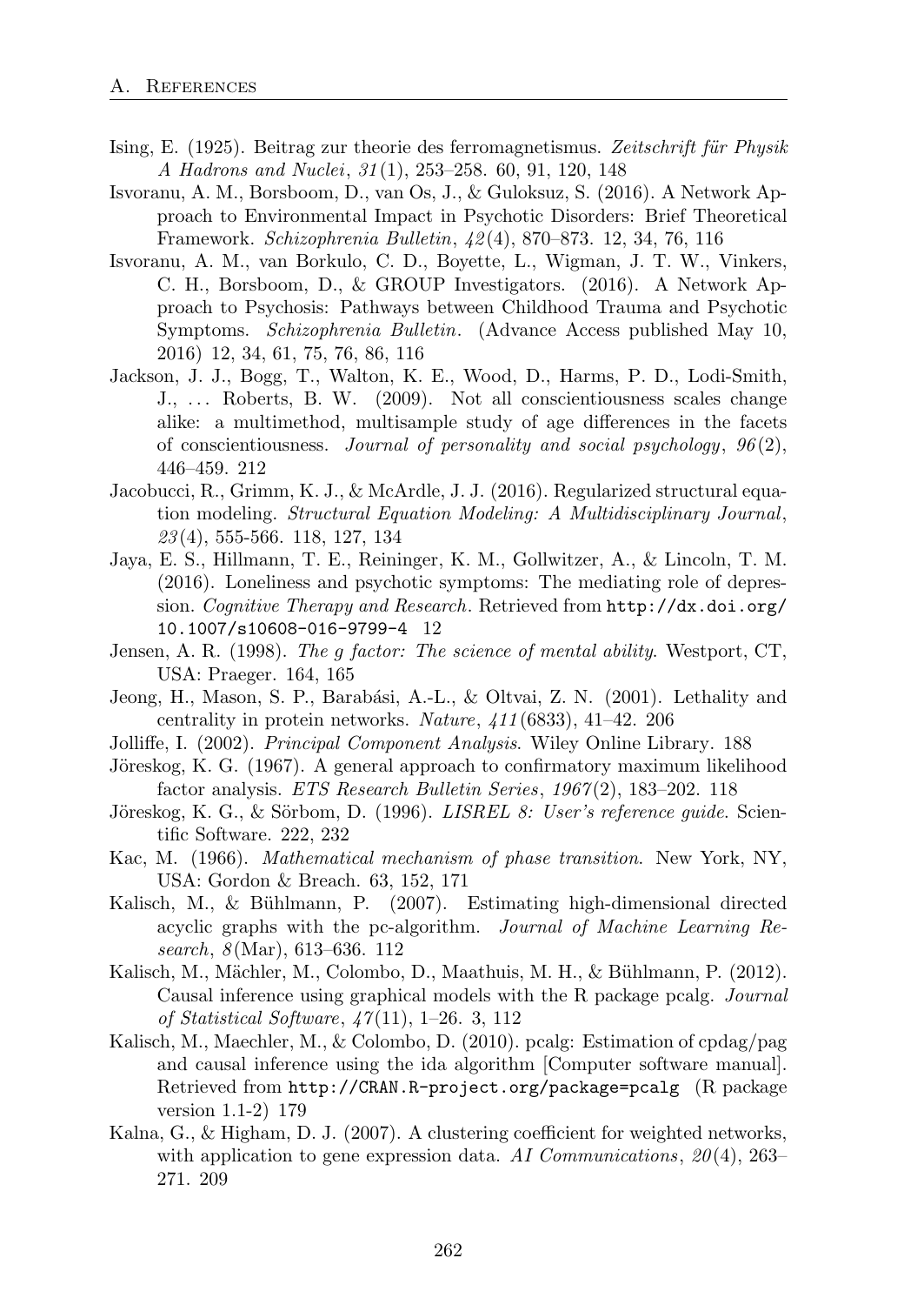Ising, E. (1925). Beitrag zur theorie des ferromagnetismus. *Zeitschrift für Physik A Hadrons and Nuclei*, *31*(1), 253–258. 60, 91, 120, 148

Isvoranu, A. M., Borsboom, D., van Os, J., & Guloksuz, S. (2016). A Network Approach to Environmental Impact in Psychotic Disorders: Brief Theoretical Framework. *Schizophrenia Bulletin*, *42*(4), 870–873. 12, 34, 76, 116

Isvoranu, A. M., van Borkulo, C. D., Boyette, L., Wigman, J. T. W., Vinkers, C. H., Borsboom, D., & GROUP Investigators. (2016). A Network Approach to Psychosis: Pathways between Childhood Trauma and Psychotic Symptoms. *Schizophrenia Bulletin*. (Advance Access published May 10, 2016) 12, 34, 61, 75, 76, 86, 116

Jackson, J. J., Bogg, T., Walton, K. E., Wood, D., Harms, P. D., Lodi-Smith, J., ... Roberts, B. W. (2009). Not all conscientiousness scales change alike: a multimethod, multisample study of age differences in the facets of conscientiousness. *Journal of personality and social psychology*, *96*(2), 446–459. 212

Jacobucci, R., Grimm, K. J., & McArdle, J. J. (2016). Regularized structural equation modeling. *Structural Equation Modeling: A Multidisciplinary Journal*, *23*(4), 555-566. 118, 127, 134

Jaya, E. S., Hillmann, T. E., Reininger, K. M., Gollwitzer, A., & Lincoln, T. M. (2016). Loneliness and psychotic symptoms: The mediating role of depression. *Cognitive Therapy and Research*. Retrieved from `http://dx.doi.org/10.1007/s10608-016-9799-4` 12

Jensen, A. R. (1998). *The g factor: The science of mental ability*. Westport, CT, USA: Praeger. 164, 165

Jeong, H., Mason, S. P., Barabási, A.-L., & Oltvai, Z. N. (2001). Lethality and centrality in protein networks. *Nature*, *411*(6833), 41–42. 206

Jolliffe, I. (2002). *Principal Component Analysis*. Wiley Online Library. 188

Jöreskog, K. G. (1967). A general approach to confirmatory maximum likelihood factor analysis. *ETS Research Bulletin Series*, *1967*(2), 183–202. 118

Jöreskog, K. G., & Sörbom, D. (1996). *LISREL 8: User's reference guide*. Scientific Software. 222, 232

Kac, M. (1966). *Mathematical mechanism of phase transition*. New York, NY, USA: Gordon & Breach. 63, 152, 171

Kalisch, M., & Bühlmann, P. (2007). Estimating high-dimensional directed acyclic graphs with the pc-algorithm. *Journal of Machine Learning Research*, *8*(Mar), 613–636. 112

Kalisch, M., Mächler, M., Colombo, D., Maathuis, M. H., & Bühlmann, P. (2012). Causal inference using graphical models with the R package pcalg. *Journal of Statistical Software*, *47*(11), 1–26. 3, 112

Kalisch, M., Maechler, M., & Colombo, D. (2010). pcalg: Estimation of cpdag/pag and causal inference using the ida algorithm [Computer software manual]. Retrieved from `http://CRAN.R-project.org/package=pcalg` (R package version 1.1-2) 179

Kalna, G., & Higham, D. J. (2007). A clustering coefficient for weighted networks, with application to gene expression data. *AI Communications*, *20*(4), 263–271. 209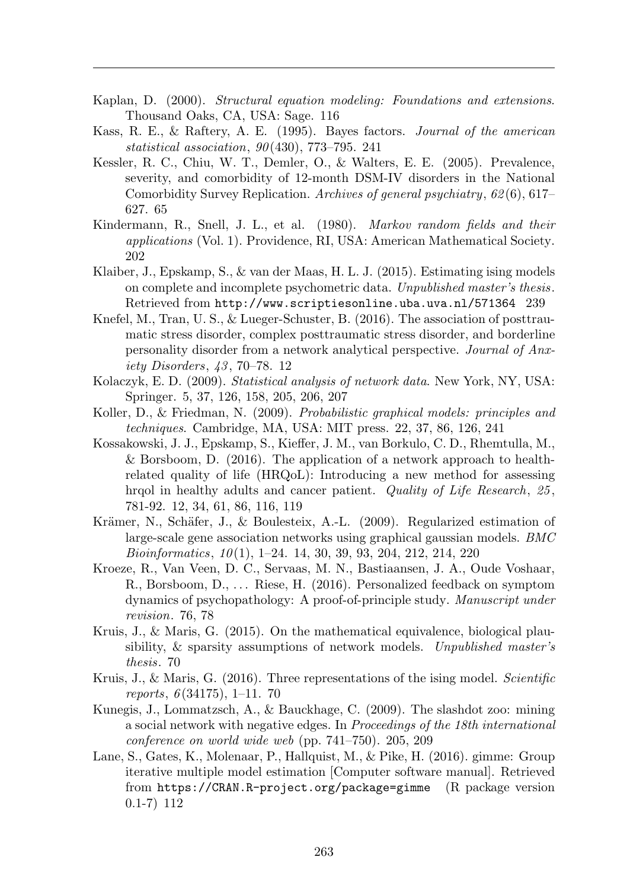Kaplan, D. (2000). *Structural equation modeling: Foundations and extensions*. Thousand Oaks, CA, USA: Sage. 116

Kass, R. E., & Raftery, A. E. (1995). Bayes factors. *Journal of the american statistical association*, *90*(430), 773–795. 241

Kessler, R. C., Chiu, W. T., Demler, O., & Walters, E. E. (2005). Prevalence, severity, and comorbidity of 12-month DSM-IV disorders in the National Comorbidity Survey Replication. *Archives of general psychiatry*, *62*(6), 617–627. 65

Kindermann, R., Snell, J. L., et al. (1980). *Markov random fields and their applications* (Vol. 1). Providence, RI, USA: American Mathematical Society. 202

Klaiber, J., Epskamp, S., & van der Maas, H. L. J. (2015). Estimating ising models on complete and incomplete psychometric data. *Unpublished master's thesis*. Retrieved from http://www.scriptiesonline.uba.uva.nl/571364 239

Knefel, M., Tran, U. S., & Lueger-Schuster, B. (2016). The association of posttraumatic stress disorder, complex posttraumatic stress disorder, and borderline personality disorder from a network analytical perspective. *Journal of Anxiety Disorders*, *43*, 70–78. 12

Kolaczyk, E. D. (2009). *Statistical analysis of network data*. New York, NY, USA: Springer. 5, 37, 126, 158, 205, 206, 207

Koller, D., & Friedman, N. (2009). *Probabilistic graphical models: principles and techniques*. Cambridge, MA, USA: MIT press. 22, 37, 86, 126, 241

Kossakowski, J. J., Epskamp, S., Kieffer, J. M., van Borkulo, C. D., Rhemtulla, M., & Borsboom, D. (2016). The application of a network approach to health-related quality of life (HRQoL): Introducing a new method for assessing hrqol in healthy adults and cancer patient. *Quality of Life Research*, *25*, 781-92. 12, 34, 61, 86, 116, 119

Krämer, N., Schäfer, J., & Boulesteix, A.-L. (2009). Regularized estimation of large-scale gene association networks using graphical gaussian models. *BMC Bioinformatics*, *10*(1), 1–24. 14, 30, 39, 93, 204, 212, 214, 220

Kroeze, R., Van Veen, D. C., Servaas, M. N., Bastiaansen, J. A., Oude Voshaar, R., Borsboom, D., … Riese, H. (2016). Personalized feedback on symptom dynamics of psychopathology: A proof-of-principle study. *Manuscript under revision*. 76, 78

Kruis, J., & Maris, G. (2015). On the mathematical equivalence, biological plausibility, & sparsity assumptions of network models. *Unpublished master's thesis*. 70

Kruis, J., & Maris, G. (2016). Three representations of the ising model. *Scientific reports*, *6*(34175), 1–11. 70

Kunegis, J., Lommatzsch, A., & Bauckhage, C. (2009). The slashdot zoo: mining a social network with negative edges. In *Proceedings of the 18th international conference on world wide web* (pp. 741–750). 205, 209

Lane, S., Gates, K., Molenaar, P., Hallquist, M., & Pike, H. (2016). gimme: Group iterative multiple model estimation [Computer software manual]. Retrieved from https://CRAN.R-project.org/package=gimme (R package version 0.1-7) 112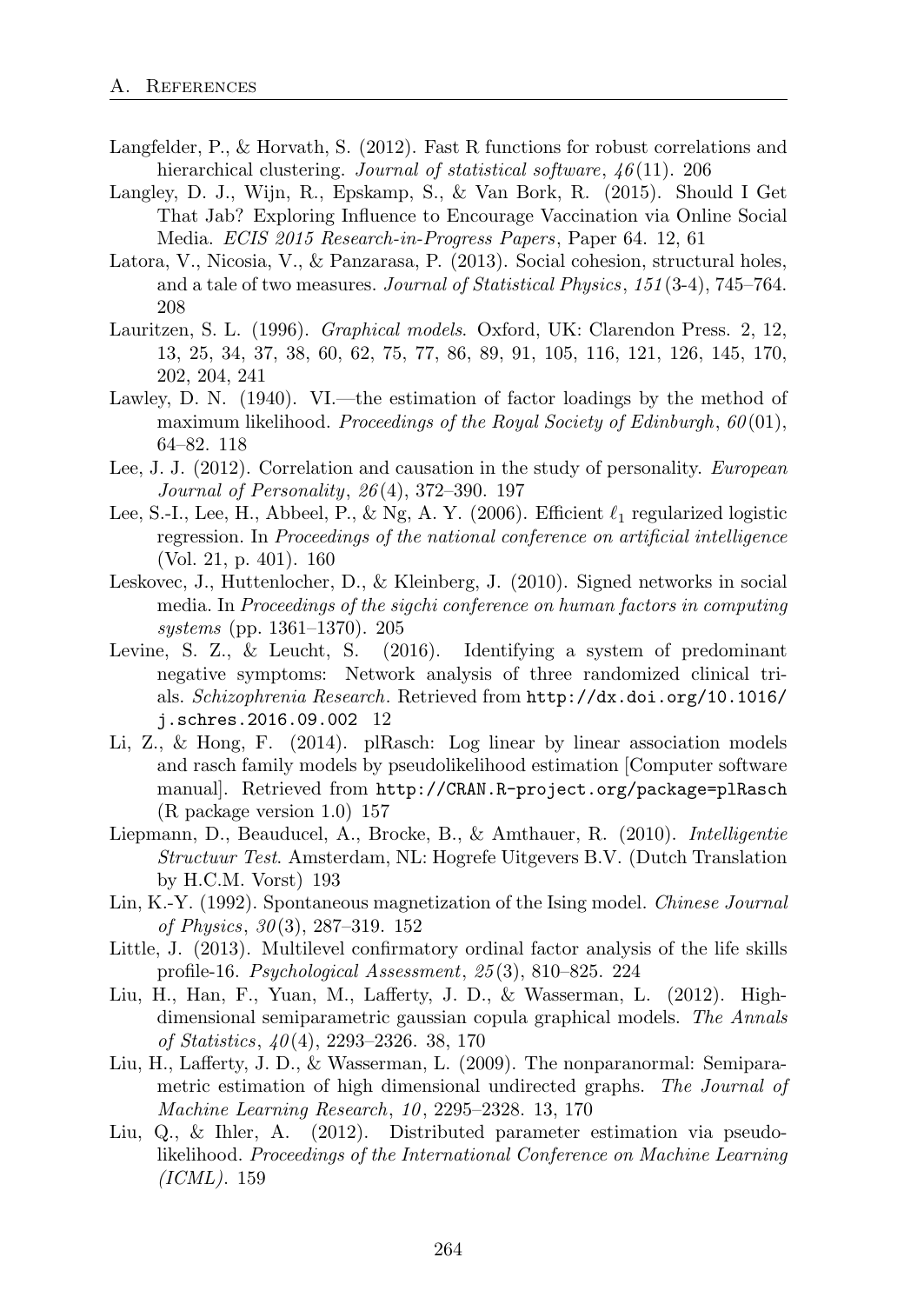Langfelder, P., & Horvath, S. (2012). Fast R functions for robust correlations and hierarchical clustering. *Journal of statistical software*, *46*(11). 206

Langley, D. J., Wijn, R., Epskamp, S., & Van Bork, R. (2015). Should I Get That Jab? Exploring Influence to Encourage Vaccination via Online Social Media. *ECIS 2015 Research-in-Progress Papers*, Paper 64. 12, 61

Latora, V., Nicosia, V., & Panzarasa, P. (2013). Social cohesion, structural holes, and a tale of two measures. *Journal of Statistical Physics*, *151*(3-4), 745–764. 208

Lauritzen, S. L. (1996). *Graphical models*. Oxford, UK: Clarendon Press. 2, 12, 13, 25, 34, 37, 38, 60, 62, 75, 77, 86, 89, 91, 105, 116, 121, 126, 145, 170, 202, 204, 241

Lawley, D. N. (1940). VI.—the estimation of factor loadings by the method of maximum likelihood. *Proceedings of the Royal Society of Edinburgh*, *60*(01), 64–82. 118

Lee, J. J. (2012). Correlation and causation in the study of personality. *European Journal of Personality*, *26*(4), 372–390. 197

Lee, S.-I., Lee, H., Abbeel, P., & Ng, A. Y. (2006). Efficient $\ell_1$ regularized logistic regression. In *Proceedings of the national conference on artificial intelligence* (Vol. 21, p. 401). 160

Leskovec, J., Huttenlocher, D., & Kleinberg, J. (2010). Signed networks in social media. In *Proceedings of the sigchi conference on human factors in computing systems* (pp. 1361–1370). 205

Levine, S. Z., & Leucht, S. (2016). Identifying a system of predominant negative symptoms: Network analysis of three randomized clinical trials. *Schizophrenia Research*. Retrieved from http://dx.doi.org/10.1016/j.schres.2016.09.002 12

Li, Z., & Hong, F. (2014). plRasch: Log linear by linear association models and rasch family models by pseudolikelihood estimation [Computer software manual]. Retrieved from http://CRAN.R-project.org/package=plRasch (R package version 1.0) 157

Liepmann, D., Beauducel, A., Brocke, B., & Amthauer, R. (2010). *Intelligentie Structuur Test*. Amsterdam, NL: Hogrefe Uitgevers B.V. (Dutch Translation by H.C.M. Vorst) 193

Lin, K.-Y. (1992). Spontaneous magnetization of the Ising model. *Chinese Journal of Physics*, *30*(3), 287–319. 152

Little, J. (2013). Multilevel confirmatory ordinal factor analysis of the life skills profile-16. *Psychological Assessment*, *25*(3), 810–825. 224

Liu, H., Han, F., Yuan, M., Lafferty, J. D., & Wasserman, L. (2012). High-dimensional semiparametric gaussian copula graphical models. *The Annals of Statistics*, *40*(4), 2293–2326. 38, 170

Liu, H., Lafferty, J. D., & Wasserman, L. (2009). The nonparanormal: Semiparametric estimation of high dimensional undirected graphs. *The Journal of Machine Learning Research*, *10*, 2295–2328. 13, 170

Liu, Q., & Ihler, A. (2012). Distributed parameter estimation via pseudo-likelihood. *Proceedings of the International Conference on Machine Learning (ICML)*. 159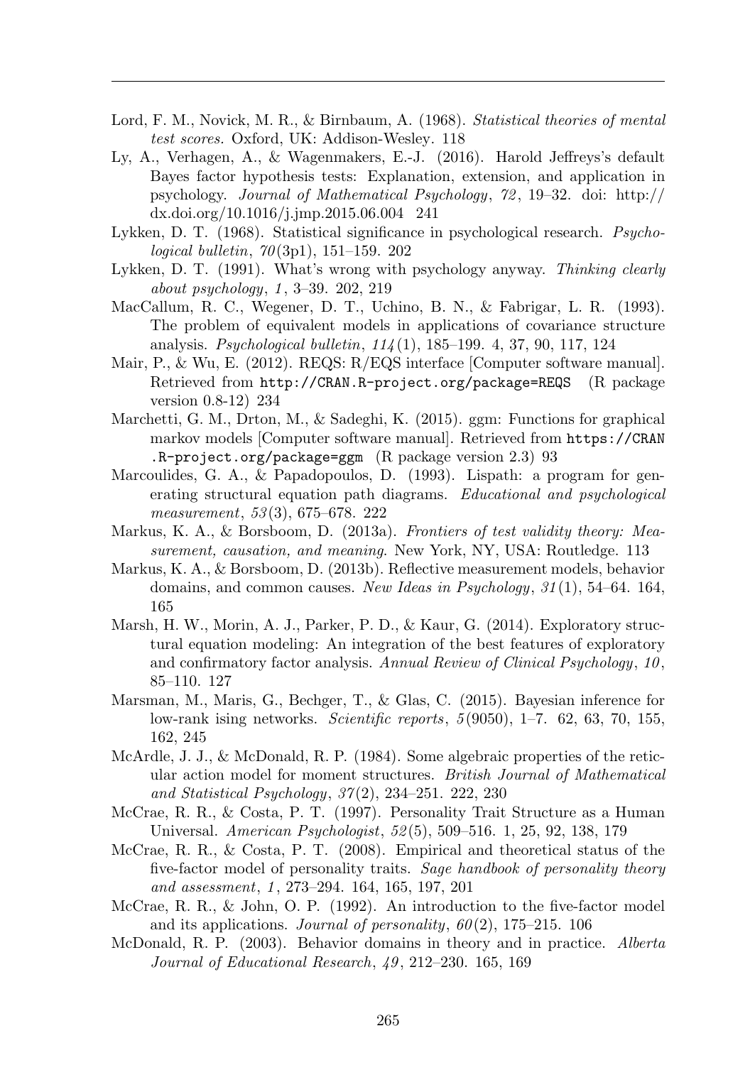Lord, F. M., Novick, M. R., & Birnbaum, A. (1968). *Statistical theories of mental test scores.* Oxford, UK: Addison-Wesley. 118

Ly, A., Verhagen, A., & Wagenmakers, E.-J. (2016). Harold Jeffreys's default Bayes factor hypothesis tests: Explanation, extension, and application in psychology. *Journal of Mathematical Psychology*, *72*, 19–32. doi: http://dx.doi.org/10.1016/j.jmp.2015.06.004 241

Lykken, D. T. (1968). Statistical significance in psychological research. *Psychological bulletin*, *70*(3p1), 151–159. 202

Lykken, D. T. (1991). What's wrong with psychology anyway. *Thinking clearly about psychology*, *1*, 3–39. 202, 219

MacCallum, R. C., Wegener, D. T., Uchino, B. N., & Fabrigar, L. R. (1993). The problem of equivalent models in applications of covariance structure analysis. *Psychological bulletin*, *114*(1), 185–199. 4, 37, 90, 117, 124

Mair, P., & Wu, E. (2012). REQS: R/EQS interface [Computer software manual]. Retrieved from `http://CRAN.R-project.org/package=REQS` (R package version 0.8-12) 234

Marchetti, G. M., Drton, M., & Sadeghi, K. (2015). ggm: Functions for graphical markov models [Computer software manual]. Retrieved from `https://CRAN.R-project.org/package=ggm` (R package version 2.3) 93

Marcoulides, G. A., & Papadopoulos, D. (1993). Lispath: a program for generating structural equation path diagrams. *Educational and psychological measurement*, *53*(3), 675–678. 222

Markus, K. A., & Borsboom, D. (2013a). *Frontiers of test validity theory: Measurement, causation, and meaning.* New York, NY, USA: Routledge. 113

Markus, K. A., & Borsboom, D. (2013b). Reflective measurement models, behavior domains, and common causes. *New Ideas in Psychology*, *31*(1), 54–64. 164, 165

Marsh, H. W., Morin, A. J., Parker, P. D., & Kaur, G. (2014). Exploratory structural equation modeling: An integration of the best features of exploratory and confirmatory factor analysis. *Annual Review of Clinical Psychology*, *10*, 85–110. 127

Marsman, M., Maris, G., Bechger, T., & Glas, C. (2015). Bayesian inference for low-rank ising networks. *Scientific reports*, *5*(9050), 1–7. 62, 63, 70, 155, 162, 245

McArdle, J. J., & McDonald, R. P. (1984). Some algebraic properties of the reticular action model for moment structures. *British Journal of Mathematical and Statistical Psychology*, *37*(2), 234–251. 222, 230

McCrae, R. R., & Costa, P. T. (1997). Personality Trait Structure as a Human Universal. *American Psychologist*, *52*(5), 509–516. 1, 25, 92, 138, 179

McCrae, R. R., & Costa, P. T. (2008). Empirical and theoretical status of the five-factor model of personality traits. *Sage handbook of personality theory and assessment*, *1*, 273–294. 164, 165, 197, 201

McCrae, R. R., & John, O. P. (1992). An introduction to the five-factor model and its applications. *Journal of personality*, *60*(2), 175–215. 106

McDonald, R. P. (2003). Behavior domains in theory and in practice. *Alberta Journal of Educational Research*, *49*, 212–230. 165, 169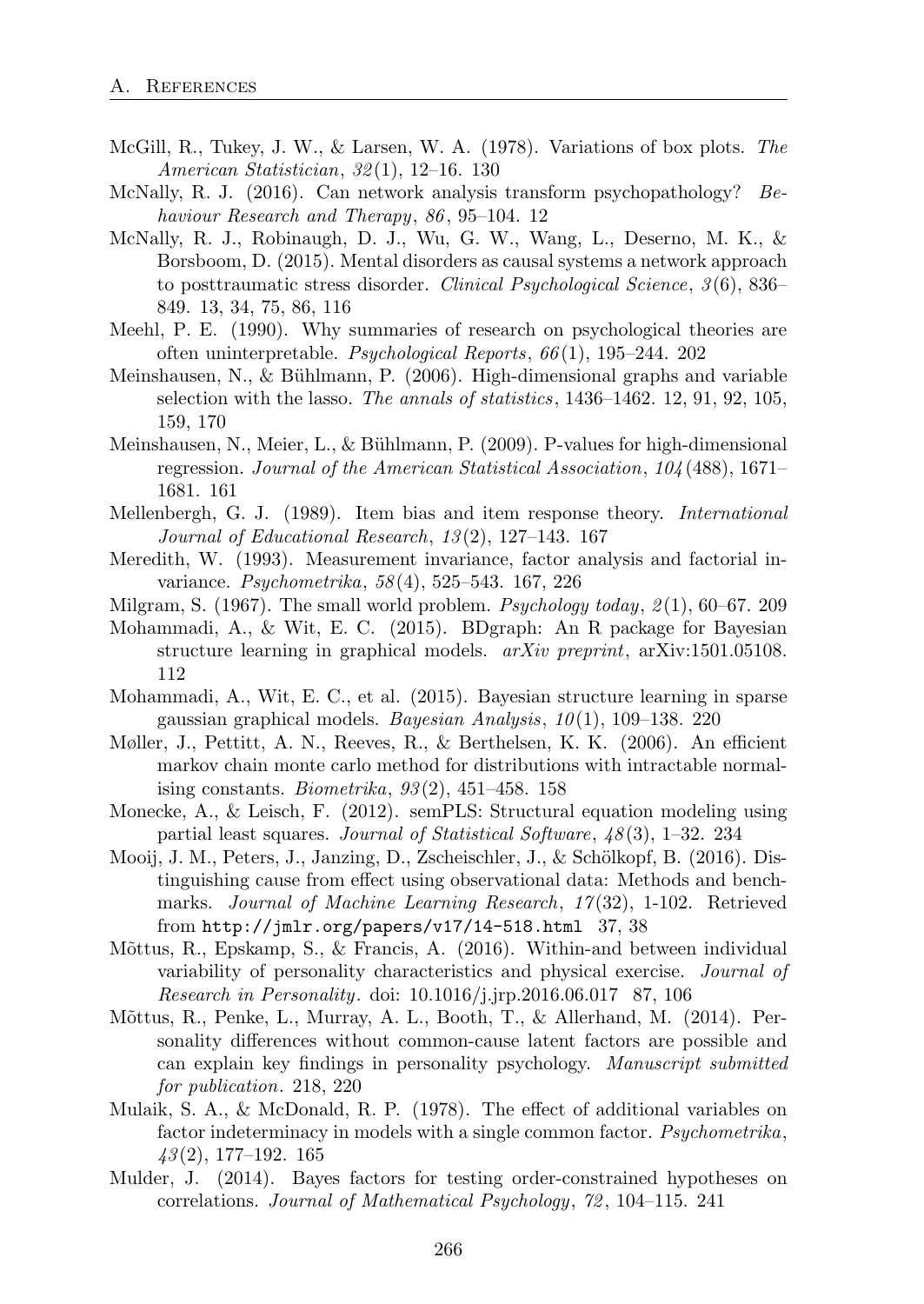McGill, R., Tukey, J. W., & Larsen, W. A. (1978). Variations of box plots. *The American Statistician*, *32*(1), 12–16. 130

McNally, R. J. (2016). Can network analysis transform psychopathology? *Behaviour Research and Therapy*, *86*, 95–104. 12

McNally, R. J., Robinaugh, D. J., Wu, G. W., Wang, L., Deserno, M. K., & Borsboom, D. (2015). Mental disorders as causal systems a network approach to posttraumatic stress disorder. *Clinical Psychological Science*, *3*(6), 836–849. 13, 34, 75, 86, 116

Meehl, P. E. (1990). Why summaries of research on psychological theories are often uninterpretable. *Psychological Reports*, *66*(1), 195–244. 202

Meinshausen, N., & Bühlmann, P. (2006). High-dimensional graphs and variable selection with the lasso. *The annals of statistics*, 1436–1462. 12, 91, 92, 105, 159, 170

Meinshausen, N., Meier, L., & Bühlmann, P. (2009). P-values for high-dimensional regression. *Journal of the American Statistical Association*, *104*(488), 1671–1681. 161

Mellenbergh, G. J. (1989). Item bias and item response theory. *International Journal of Educational Research*, *13*(2), 127–143. 167

Meredith, W. (1993). Measurement invariance, factor analysis and factorial invariance. *Psychometrika*, *58*(4), 525–543. 167, 226

Milgram, S. (1967). The small world problem. *Psychology today*, *2*(1), 60–67. 209

Mohammadi, A., & Wit, E. C. (2015). BDgraph: An R package for Bayesian structure learning in graphical models. *arXiv preprint*, arXiv:1501.05108. 112

Mohammadi, A., Wit, E. C., et al. (2015). Bayesian structure learning in sparse gaussian graphical models. *Bayesian Analysis*, *10*(1), 109–138. 220

Møller, J., Pettitt, A. N., Reeves, R., & Berthelsen, K. K. (2006). An efficient markov chain monte carlo method for distributions with intractable normalising constants. *Biometrika*, *93*(2), 451–458. 158

Monecke, A., & Leisch, F. (2012). semPLS: Structural equation modeling using partial least squares. *Journal of Statistical Software*, *48*(3), 1–32. 234

Mooij, J. M., Peters, J., Janzing, D., Zscheischler, J., & Schölkopf, B. (2016). Distinguishing cause from effect using observational data: Methods and benchmarks. *Journal of Machine Learning Research*, *17*(32), 1-102. Retrieved from http://jmlr.org/papers/v17/14-518.html 37, 38

Mõttus, R., Epskamp, S., & Francis, A. (2016). Within-and between individual variability of personality characteristics and physical exercise. *Journal of Research in Personality*. doi: 10.1016/j.jrp.2016.06.017 87, 106

Mõttus, R., Penke, L., Murray, A. L., Booth, T., & Allerhand, M. (2014). Personality differences without common-cause latent factors are possible and can explain key findings in personality psychology. *Manuscript submitted for publication*. 218, 220

Mulaik, S. A., & McDonald, R. P. (1978). The effect of additional variables on factor indeterminacy in models with a single common factor. *Psychometrika*, *43*(2), 177–192. 165

Mulder, J. (2014). Bayes factors for testing order-constrained hypotheses on correlations. *Journal of Mathematical Psychology*, *72*, 104–115. 241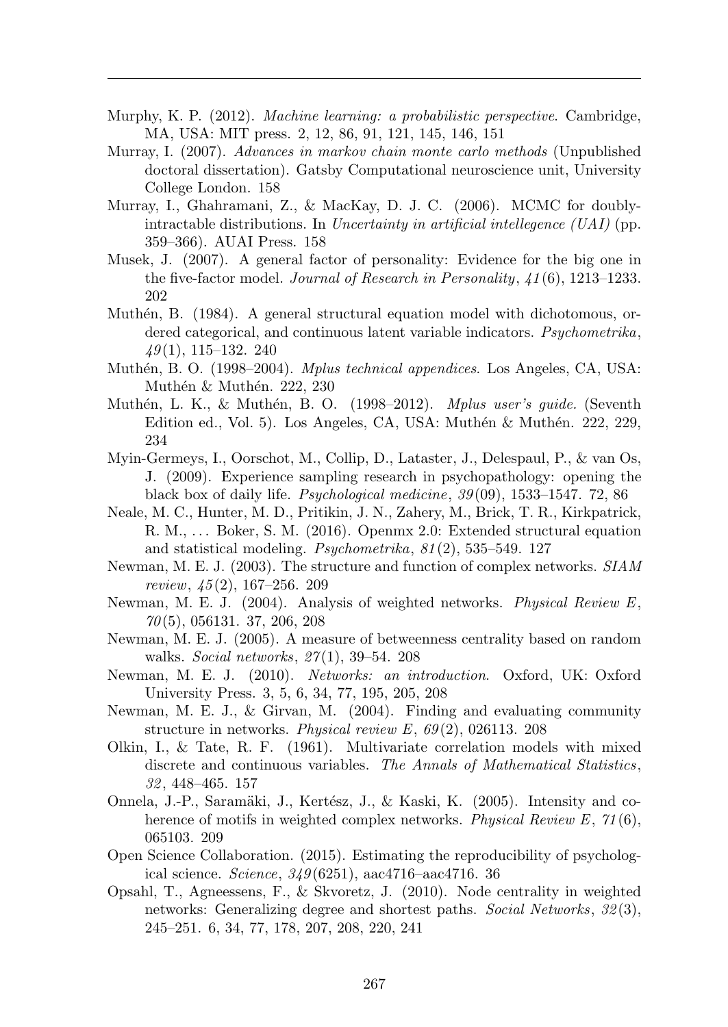Murphy, K. P. (2012). *Machine learning: a probabilistic perspective*. Cambridge, MA, USA: MIT press. 2, 12, 86, 91, 121, 145, 146, 151

Murray, I. (2007). *Advances in markov chain monte carlo methods* (Unpublished doctoral dissertation). Gatsby Computational neuroscience unit, University College London. 158

Murray, I., Ghahramani, Z., & MacKay, D. J. C. (2006). MCMC for doubly-intractable distributions. In *Uncertainty in artificial intellegence (UAI)* (pp. 359–366). AUAI Press. 158

Musek, J. (2007). A general factor of personality: Evidence for the big one in the five-factor model. *Journal of Research in Personality*, *41*(6), 1213–1233. 202

Muthén, B. (1984). A general structural equation model with dichotomous, ordered categorical, and continuous latent variable indicators. *Psychometrika*, *49*(1), 115–132. 240

Muthén, B. O. (1998–2004). *Mplus technical appendices*. Los Angeles, CA, USA: Muthén & Muthén. 222, 230

Muthén, L. K., & Muthén, B. O. (1998–2012). *Mplus user's guide*. (Seventh Edition ed., Vol. 5). Los Angeles, CA, USA: Muthén & Muthén. 222, 229, 234

Myin-Germeys, I., Oorschot, M., Collip, D., Lataster, J., Delespaul, P., & van Os, J. (2009). Experience sampling research in psychopathology: opening the black box of daily life. *Psychological medicine*, *39*(09), 1533–1547. 72, 86

Neale, M. C., Hunter, M. D., Pritikin, J. N., Zahery, M., Brick, T. R., Kirkpatrick, R. M., ... Boker, S. M. (2016). Openmx 2.0: Extended structural equation and statistical modeling. *Psychometrika*, *81*(2), 535–549. 127

Newman, M. E. J. (2003). The structure and function of complex networks. *SIAM review*, *45*(2), 167–256. 209

Newman, M. E. J. (2004). Analysis of weighted networks. *Physical Review E*, *70*(5), 056131. 37, 206, 208

Newman, M. E. J. (2005). A measure of betweenness centrality based on random walks. *Social networks*, *27*(1), 39–54. 208

Newman, M. E. J. (2010). *Networks: an introduction*. Oxford, UK: Oxford University Press. 3, 5, 6, 34, 77, 195, 205, 208

Newman, M. E. J., & Girvan, M. (2004). Finding and evaluating community structure in networks. *Physical review E*, *69*(2), 026113. 208

Olkin, I., & Tate, R. F. (1961). Multivariate correlation models with mixed discrete and continuous variables. *The Annals of Mathematical Statistics*, *32*, 448–465. 157

Onnela, J.-P., Saramäki, J., Kertész, J., & Kaski, K. (2005). Intensity and coherence of motifs in weighted complex networks. *Physical Review E*, *71*(6), 065103. 209

Open Science Collaboration. (2015). Estimating the reproducibility of psychological science. *Science*, *349*(6251), aac4716–aac4716. 36

Opsahl, T., Agneessens, F., & Skvoretz, J. (2010). Node centrality in weighted networks: Generalizing degree and shortest paths. *Social Networks*, *32*(3), 245–251. 6, 34, 77, 178, 207, 208, 220, 241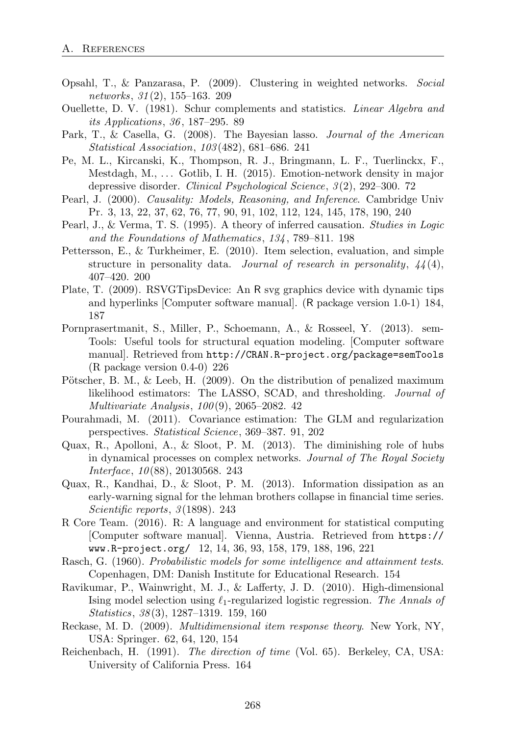Opsahl, T., & Panzarasa, P. (2009). Clustering in weighted networks. *Social networks*, *31*(2), 155–163. 209

Ouellette, D. V. (1981). Schur complements and statistics. *Linear Algebra and its Applications*, *36*, 187–295. 89

Park, T., & Casella, G. (2008). The Bayesian lasso. *Journal of the American Statistical Association*, *103*(482), 681–686. 241

Pe, M. L., Kircanski, K., Thompson, R. J., Bringmann, L. F., Tuerlinckx, F., Mestdagh, M., ... Gotlib, I. H. (2015). Emotion-network density in major depressive disorder. *Clinical Psychological Science*, *3*(2), 292–300. 72

Pearl, J. (2000). *Causality: Models, Reasoning, and Inference*. Cambridge Univ Pr. 3, 13, 22, 37, 62, 76, 77, 90, 91, 102, 112, 124, 145, 178, 190, 240

Pearl, J., & Verma, T. S. (1995). A theory of inferred causation. *Studies in Logic and the Foundations of Mathematics*, *134*, 789–811. 198

Pettersson, E., & Turkheimer, E. (2010). Item selection, evaluation, and simple structure in personality data. *Journal of research in personality*, *44*(4), 407–420. 200

Plate, T. (2009). RSVGTipsDevice: An R svg graphics device with dynamic tips and hyperlinks [Computer software manual]. (R package version 1.0-1) 184, 187

Pornprasertmanit, S., Miller, P., Schoemann, A., & Rosseel, Y. (2013). semTools: Useful tools for structural equation modeling. [Computer software manual]. Retrieved from `http://CRAN.R-project.org/package=semTools` (R package version 0.4-0) 226

Pötscher, B. M., & Leeb, H. (2009). On the distribution of penalized maximum likelihood estimators: The LASSO, SCAD, and thresholding. *Journal of Multivariate Analysis*, *100*(9), 2065–2082. 42

Pourahmadi, M. (2011). Covariance estimation: The GLM and regularization perspectives. *Statistical Science*, 369–387. 91, 202

Quax, R., Apolloni, A., & Sloot, P. M. (2013). The diminishing role of hubs in dynamical processes on complex networks. *Journal of The Royal Society Interface*, *10*(88), 20130568. 243

Quax, R., Kandhai, D., & Sloot, P. M. (2013). Information dissipation as an early-warning signal for the lehman brothers collapse in financial time series. *Scientific reports*, *3*(1898). 243

R Core Team. (2016). R: A language and environment for statistical computing [Computer software manual]. Vienna, Austria. Retrieved from `https://www.R-project.org/` 12, 14, 36, 93, 158, 179, 188, 196, 221

Rasch, G. (1960). *Probabilistic models for some intelligence and attainment tests*. Copenhagen, DM: Danish Institute for Educational Research. 154

Ravikumar, P., Wainwright, M. J., & Lafferty, J. D. (2010). High-dimensional Ising model selection using $\ell_1$-regularized logistic regression. *The Annals of Statistics*, *38*(3), 1287–1319. 159, 160

Reckase, M. D. (2009). *Multidimensional item response theory*. New York, NY, USA: Springer. 62, 64, 120, 154

Reichenbach, H. (1991). *The direction of time* (Vol. 65). Berkeley, CA, USA: University of California Press. 164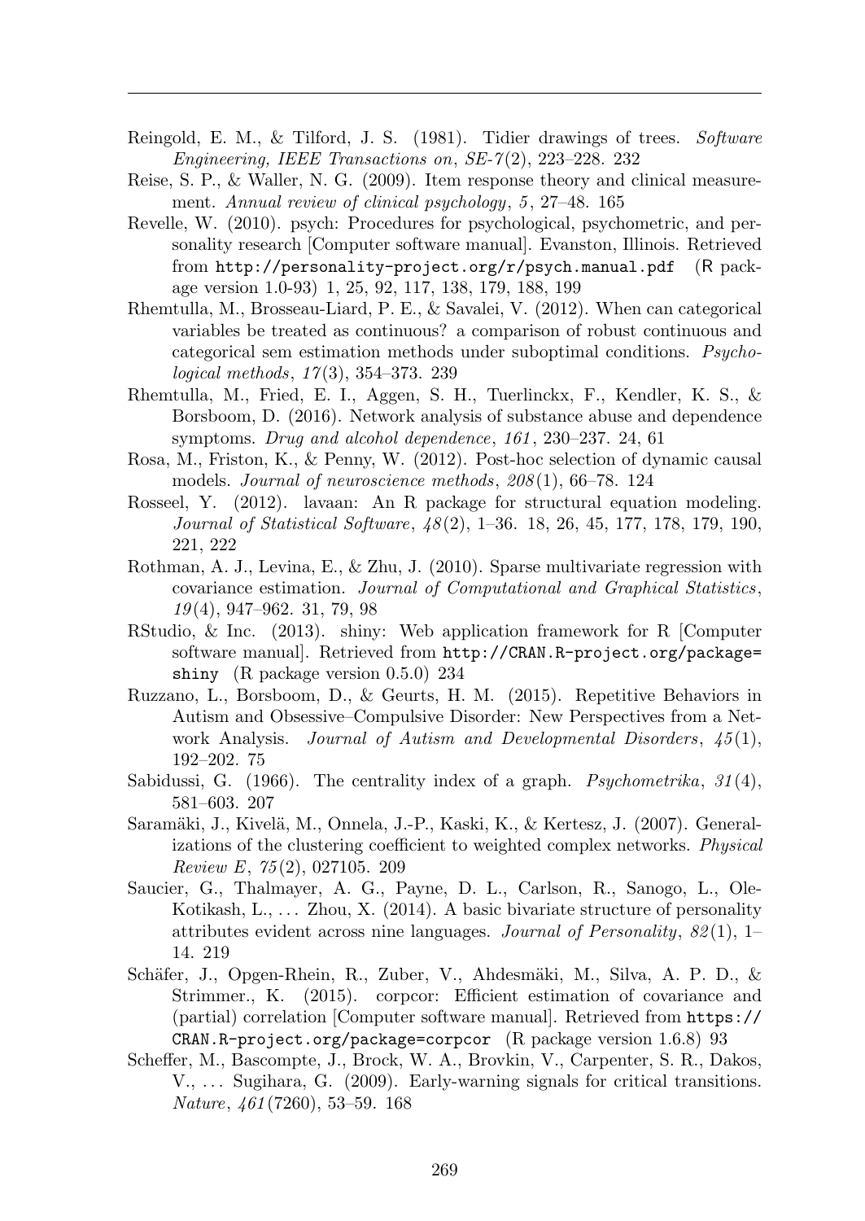Reingold, E. M., & Tilford, J. S. (1981). Tidier drawings of trees. *Software Engineering, IEEE Transactions on*, *SE-7*(2), 223–228. 232

Reise, S. P., & Waller, N. G. (2009). Item response theory and clinical measurement. *Annual review of clinical psychology*, *5*, 27–48. 165

Revelle, W. (2010). psych: Procedures for psychological, psychometric, and personality research [Computer software manual]. Evanston, Illinois. Retrieved from `http://personality-project.org/r/psych.manual.pdf` (R package version 1.0-93) 1, 25, 92, 117, 138, 179, 188, 199

Rhemtulla, M., Brosseau-Liard, P. E., & Savalei, V. (2012). When can categorical variables be treated as continuous? a comparison of robust continuous and categorical sem estimation methods under suboptimal conditions. *Psychological methods*, *17*(3), 354–373. 239

Rhemtulla, M., Fried, E. I., Aggen, S. H., Tuerlinckx, F., Kendler, K. S., & Borsboom, D. (2016). Network analysis of substance abuse and dependence symptoms. *Drug and alcohol dependence*, *161*, 230–237. 24, 61

Rosa, M., Friston, K., & Penny, W. (2012). Post-hoc selection of dynamic causal models. *Journal of neuroscience methods*, *208*(1), 66–78. 124

Rosseel, Y. (2012). lavaan: An R package for structural equation modeling. *Journal of Statistical Software*, *48*(2), 1–36. 18, 26, 45, 177, 178, 179, 190, 221, 222

Rothman, A. J., Levina, E., & Zhu, J. (2010). Sparse multivariate regression with covariance estimation. *Journal of Computational and Graphical Statistics*, *19*(4), 947–962. 31, 79, 98

RStudio, & Inc. (2013). shiny: Web application framework for R [Computer software manual]. Retrieved from `http://CRAN.R-project.org/package=shiny` (R package version 0.5.0) 234

Ruzzano, L., Borsboom, D., & Geurts, H. M. (2015). Repetitive Behaviors in Autism and Obsessive–Compulsive Disorder: New Perspectives from a Network Analysis. *Journal of Autism and Developmental Disorders*, *45*(1), 192–202. 75

Sabidussi, G. (1966). The centrality index of a graph. *Psychometrika*, *31*(4), 581–603. 207

Saramäki, J., Kivelä, M., Onnela, J.-P., Kaski, K., & Kertesz, J. (2007). Generalizations of the clustering coefficient to weighted complex networks. *Physical Review E*, *75*(2), 027105. 209

Saucier, G., Thalmayer, A. G., Payne, D. L., Carlson, R., Sanogo, L., Ole-Kotikash, L., ... Zhou, X. (2014). A basic bivariate structure of personality attributes evident across nine languages. *Journal of Personality*, *82*(1), 1–14. 219

Schäfer, J., Opgen-Rhein, R., Zuber, V., Ahdesmäki, M., Silva, A. P. D., & Strimmer., K. (2015). corpcor: Efficient estimation of covariance and (partial) correlation [Computer software manual]. Retrieved from `https://CRAN.R-project.org/package=corpcor` (R package version 1.6.8) 93

Scheffer, M., Bascompte, J., Brock, W. A., Brovkin, V., Carpenter, S. R., Dakos, V., ... Sugihara, G. (2009). Early-warning signals for critical transitions. *Nature*, *461*(7260), 53–59. 168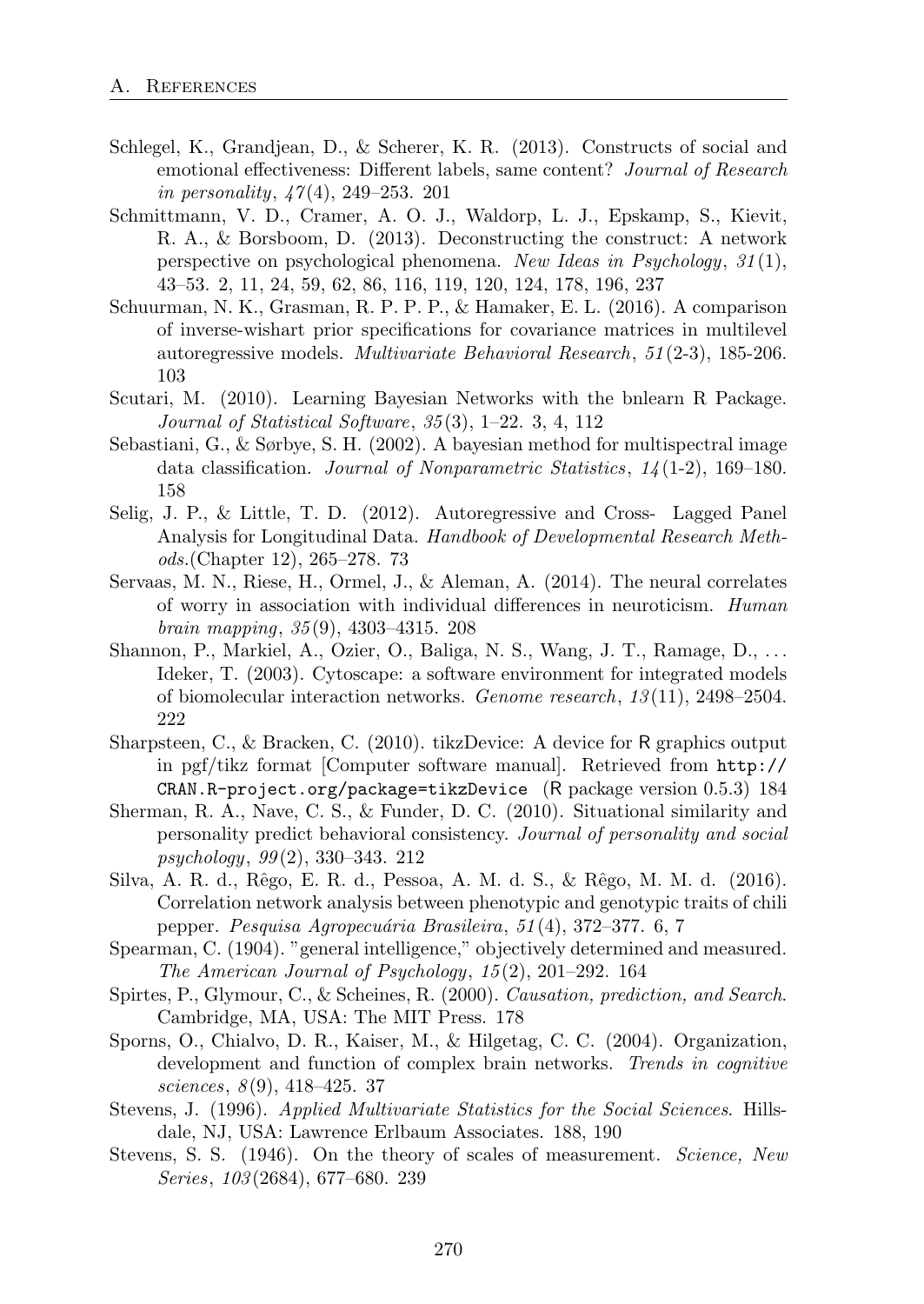Schlegel, K., Grandjean, D., & Scherer, K. R. (2013). Constructs of social and emotional effectiveness: Different labels, same content? *Journal of Research in personality*, *47*(4), 249–253. 201

Schmittmann, V. D., Cramer, A. O. J., Waldorp, L. J., Epskamp, S., Kievit, R. A., & Borsboom, D. (2013). Deconstructing the construct: A network perspective on psychological phenomena. *New Ideas in Psychology*, *31*(1), 43–53. 2, 11, 24, 59, 62, 86, 116, 119, 120, 124, 178, 196, 237

Schuurman, N. K., Grasman, R. P. P. P., & Hamaker, E. L. (2016). A comparison of inverse-wishart prior specifications for covariance matrices in multilevel autoregressive models. *Multivariate Behavioral Research*, *51*(2-3), 185-206. 103

Scutari, M. (2010). Learning Bayesian Networks with the bnlearn R Package. *Journal of Statistical Software*, *35*(3), 1–22. 3, 4, 112

Sebastiani, G., & Sørbye, S. H. (2002). A bayesian method for multispectral image data classification. *Journal of Nonparametric Statistics*, *14*(1-2), 169–180. 158

Selig, J. P., & Little, T. D. (2012). Autoregressive and Cross- Lagged Panel Analysis for Longitudinal Data. *Handbook of Developmental Research Methods.*(Chapter 12), 265–278. 73

Servaas, M. N., Riese, H., Ormel, J., & Aleman, A. (2014). The neural correlates of worry in association with individual differences in neuroticism. *Human brain mapping*, *35*(9), 4303–4315. 208

Shannon, P., Markiel, A., Ozier, O., Baliga, N. S., Wang, J. T., Ramage, D., ... Ideker, T. (2003). Cytoscape: a software environment for integrated models of biomolecular interaction networks. *Genome research*, *13*(11), 2498–2504. 222

Sharpsteen, C., & Bracken, C. (2010). tikzDevice: A device for R graphics output in pgf/tikz format [Computer software manual]. Retrieved from `http://CRAN.R-project.org/package=tikzDevice` (R package version 0.5.3) 184

Sherman, R. A., Nave, C. S., & Funder, D. C. (2010). Situational similarity and personality predict behavioral consistency. *Journal of personality and social psychology*, *99*(2), 330–343. 212

Silva, A. R. d., Rêgo, E. R. d., Pessoa, A. M. d. S., & Rêgo, M. M. d. (2016). Correlation network analysis between phenotypic and genotypic traits of chili pepper. *Pesquisa Agropecuária Brasileira*, *51*(4), 372–377. 6, 7

Spearman, C. (1904). "general intelligence," objectively determined and measured. *The American Journal of Psychology*, *15*(2), 201–292. 164

Spirtes, P., Glymour, C., & Scheines, R. (2000). *Causation, prediction, and Search*. Cambridge, MA, USA: The MIT Press. 178

Sporns, O., Chialvo, D. R., Kaiser, M., & Hilgetag, C. C. (2004). Organization, development and function of complex brain networks. *Trends in cognitive sciences*, *8*(9), 418–425. 37

Stevens, J. (1996). *Applied Multivariate Statistics for the Social Sciences*. Hillsdale, NJ, USA: Lawrence Erlbaum Associates. 188, 190

Stevens, S. S. (1946). On the theory of scales of measurement. *Science, New Series*, *103*(2684), 677–680. 239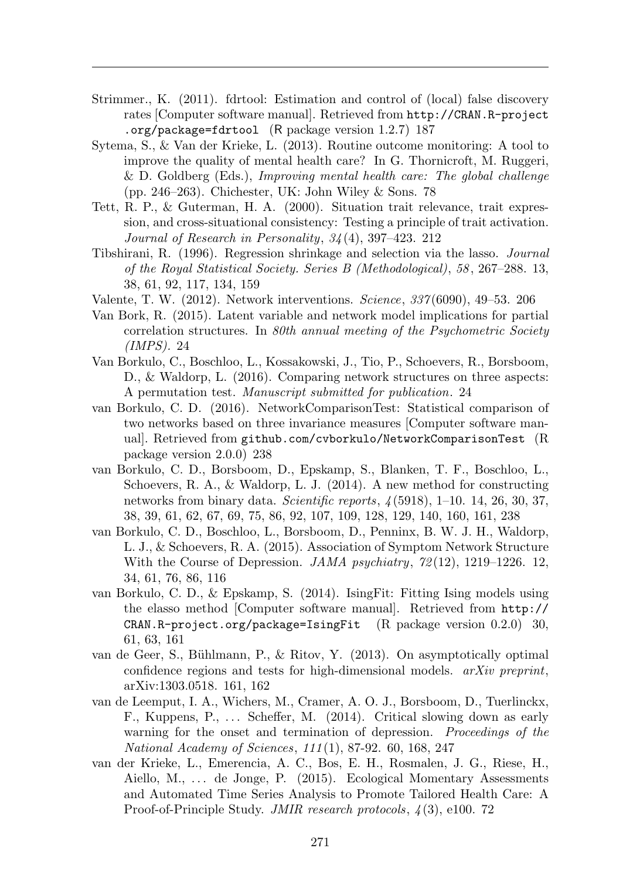Strimmer., K. (2011). fdrtool: Estimation and control of (local) false discovery rates [Computer software manual]. Retrieved from http://CRAN.R-project.org/package=fdrtool (R package version 1.2.7) 187

Sytema, S., & Van der Krieke, L. (2013). Routine outcome monitoring: A tool to improve the quality of mental health care? In G. Thornicroft, M. Ruggeri, & D. Goldberg (Eds.), *Improving mental health care: The global challenge* (pp. 246–263). Chichester, UK: John Wiley & Sons. 78

Tett, R. P., & Guterman, H. A. (2000). Situation trait relevance, trait expression, and cross-situational consistency: Testing a principle of trait activation. *Journal of Research in Personality*, *34*(4), 397–423. 212

Tibshirani, R. (1996). Regression shrinkage and selection via the lasso. *Journal of the Royal Statistical Society. Series B (Methodological)*, *58*, 267–288. 13, 38, 61, 92, 117, 134, 159

Valente, T. W. (2012). Network interventions. *Science*, *337*(6090), 49–53. 206

Van Bork, R. (2015). Latent variable and network model implications for partial correlation structures. In *80th annual meeting of the Psychometric Society (IMPS)*. 24

Van Borkulo, C., Boschloo, L., Kossakowski, J., Tio, P., Schoevers, R., Borsboom, D., & Waldorp, L. (2016). Comparing network structures on three aspects: A permutation test. *Manuscript submitted for publication*. 24

van Borkulo, C. D. (2016). NetworkComparisonTest: Statistical comparison of two networks based on three invariance measures [Computer software manual]. Retrieved from github.com/cvborkulo/NetworkComparisonTest (R package version 2.0.0) 238

van Borkulo, C. D., Borsboom, D., Epskamp, S., Blanken, T. F., Boschloo, L., Schoevers, R. A., & Waldorp, L. J. (2014). A new method for constructing networks from binary data. *Scientific reports*, *4*(5918), 1–10. 14, 26, 30, 37, 38, 39, 61, 62, 67, 69, 75, 86, 92, 107, 109, 128, 129, 140, 160, 161, 238

van Borkulo, C. D., Boschloo, L., Borsboom, D., Penninx, B. W. J. H., Waldorp, L. J., & Schoevers, R. A. (2015). Association of Symptom Network Structure With the Course of Depression. *JAMA psychiatry*, *72*(12), 1219–1226. 12, 34, 61, 76, 86, 116

van Borkulo, C. D., & Epskamp, S. (2014). IsingFit: Fitting Ising models using the elasso method [Computer software manual]. Retrieved from http://CRAN.R-project.org/package=IsingFit (R package version 0.2.0) 30, 61, 63, 161

van de Geer, S., Bühlmann, P., & Ritov, Y. (2013). On asymptotically optimal confidence regions and tests for high-dimensional models. *arXiv preprint*, arXiv:1303.0518. 161, 162

van de Leemput, I. A., Wichers, M., Cramer, A. O. J., Borsboom, D., Tuerlinckx, F., Kuppens, P., ... Scheffer, M. (2014). Critical slowing down as early warning for the onset and termination of depression. *Proceedings of the National Academy of Sciences*, *111*(1), 87-92. 60, 168, 247

van der Krieke, L., Emerencia, A. C., Bos, E. H., Rosmalen, J. G., Riese, H., Aiello, M., ... de Jonge, P. (2015). Ecological Momentary Assessments and Automated Time Series Analysis to Promote Tailored Health Care: A Proof-of-Principle Study. *JMIR research protocols*, *4*(3), e100. 72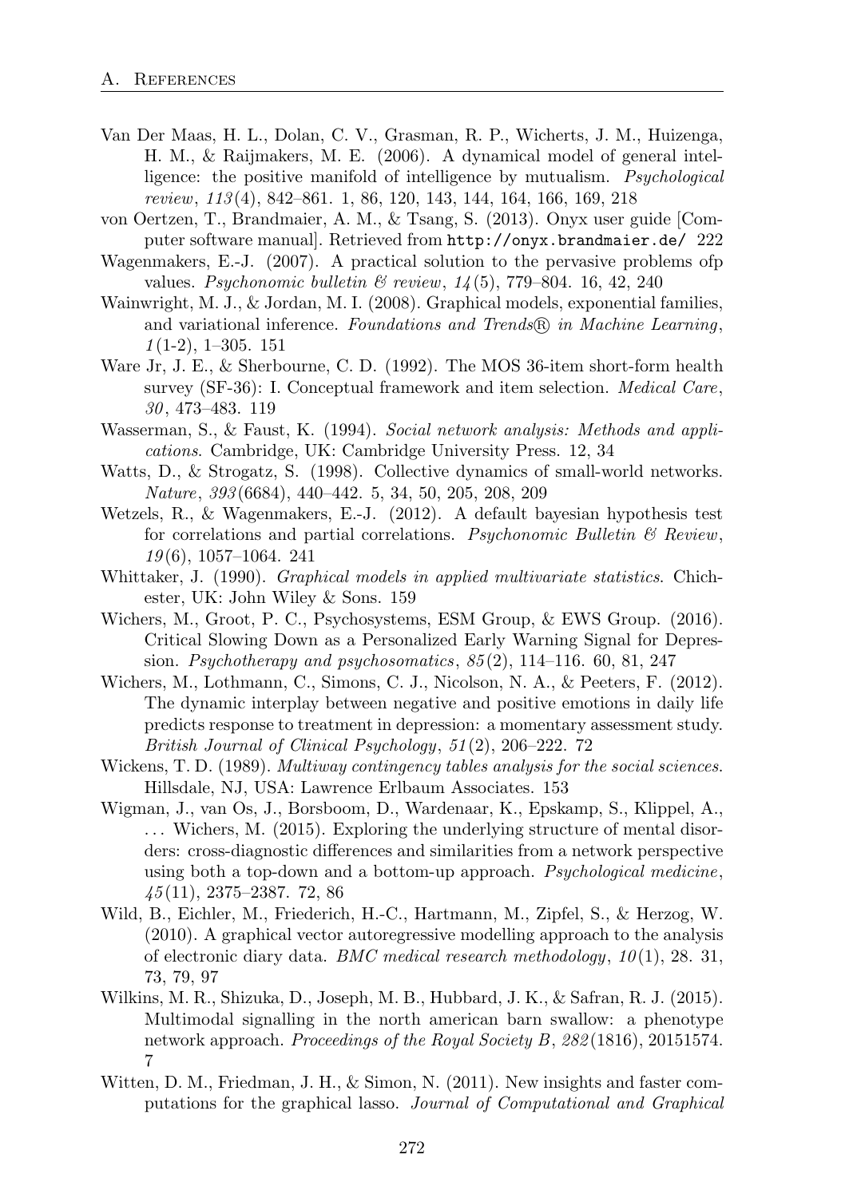Van Der Maas, H. L., Dolan, C. V., Grasman, R. P., Wicherts, J. M., Huizenga, H. M., & Raijmakers, M. E. (2006). A dynamical model of general intelligence: the positive manifold of intelligence by mutualism. *Psychological review*, *113*(4), 842–861. 1, 86, 120, 143, 144, 164, 166, 169, 218

von Oertzen, T., Brandmaier, A. M., & Tsang, S. (2013). Onyx user guide [Computer software manual]. Retrieved from http://onyx.brandmaier.de/ 222

Wagenmakers, E.-J. (2007). A practical solution to the pervasive problems ofp values. *Psychonomic bulletin & review*, *14*(5), 779–804. 16, 42, 240

Wainwright, M. J., & Jordan, M. I. (2008). Graphical models, exponential families, and variational inference. *Foundations and Trends® in Machine Learning*, *1*(1-2), 1–305. 151

Ware Jr, J. E., & Sherbourne, C. D. (1992). The MOS 36-item short-form health survey (SF-36): I. Conceptual framework and item selection. *Medical Care*, *30*, 473–483. 119

Wasserman, S., & Faust, K. (1994). *Social network analysis: Methods and applications*. Cambridge, UK: Cambridge University Press. 12, 34

Watts, D., & Strogatz, S. (1998). Collective dynamics of small-world networks. *Nature*, *393*(6684), 440–442. 5, 34, 50, 205, 208, 209

Wetzels, R., & Wagenmakers, E.-J. (2012). A default bayesian hypothesis test for correlations and partial correlations. *Psychonomic Bulletin & Review*, *19*(6), 1057–1064. 241

Whittaker, J. (1990). *Graphical models in applied multivariate statistics*. Chichester, UK: John Wiley & Sons. 159

Wichers, M., Groot, P. C., Psychosystems, ESM Group, & EWS Group. (2016). Critical Slowing Down as a Personalized Early Warning Signal for Depression. *Psychotherapy and psychosomatics*, *85*(2), 114–116. 60, 81, 247

Wichers, M., Lothmann, C., Simons, C. J., Nicolson, N. A., & Peeters, F. (2012). The dynamic interplay between negative and positive emotions in daily life predicts response to treatment in depression: a momentary assessment study. *British Journal of Clinical Psychology*, *51*(2), 206–222. 72

Wickens, T. D. (1989). *Multiway contingency tables analysis for the social sciences*. Hillsdale, NJ, USA: Lawrence Erlbaum Associates. 153

Wigman, J., van Os, J., Borsboom, D., Wardenaar, K., Epskamp, S., Klippel, A., ... Wichers, M. (2015). Exploring the underlying structure of mental disorders: cross-diagnostic differences and similarities from a network perspective using both a top-down and a bottom-up approach. *Psychological medicine*, *45*(11), 2375–2387. 72, 86

Wild, B., Eichler, M., Friederich, H.-C., Hartmann, M., Zipfel, S., & Herzog, W. (2010). A graphical vector autoregressive modelling approach to the analysis of electronic diary data. *BMC medical research methodology*, *10*(1), 28. 31, 73, 79, 97

Wilkins, M. R., Shizuka, D., Joseph, M. B., Hubbard, J. K., & Safran, R. J. (2015). Multimodal signalling in the north american barn swallow: a phenotype network approach. *Proceedings of the Royal Society B*, *282*(1816), 20151574. 7

Witten, D. M., Friedman, J. H., & Simon, N. (2011). New insights and faster computations for the graphical lasso. *Journal of Computational and Graphical*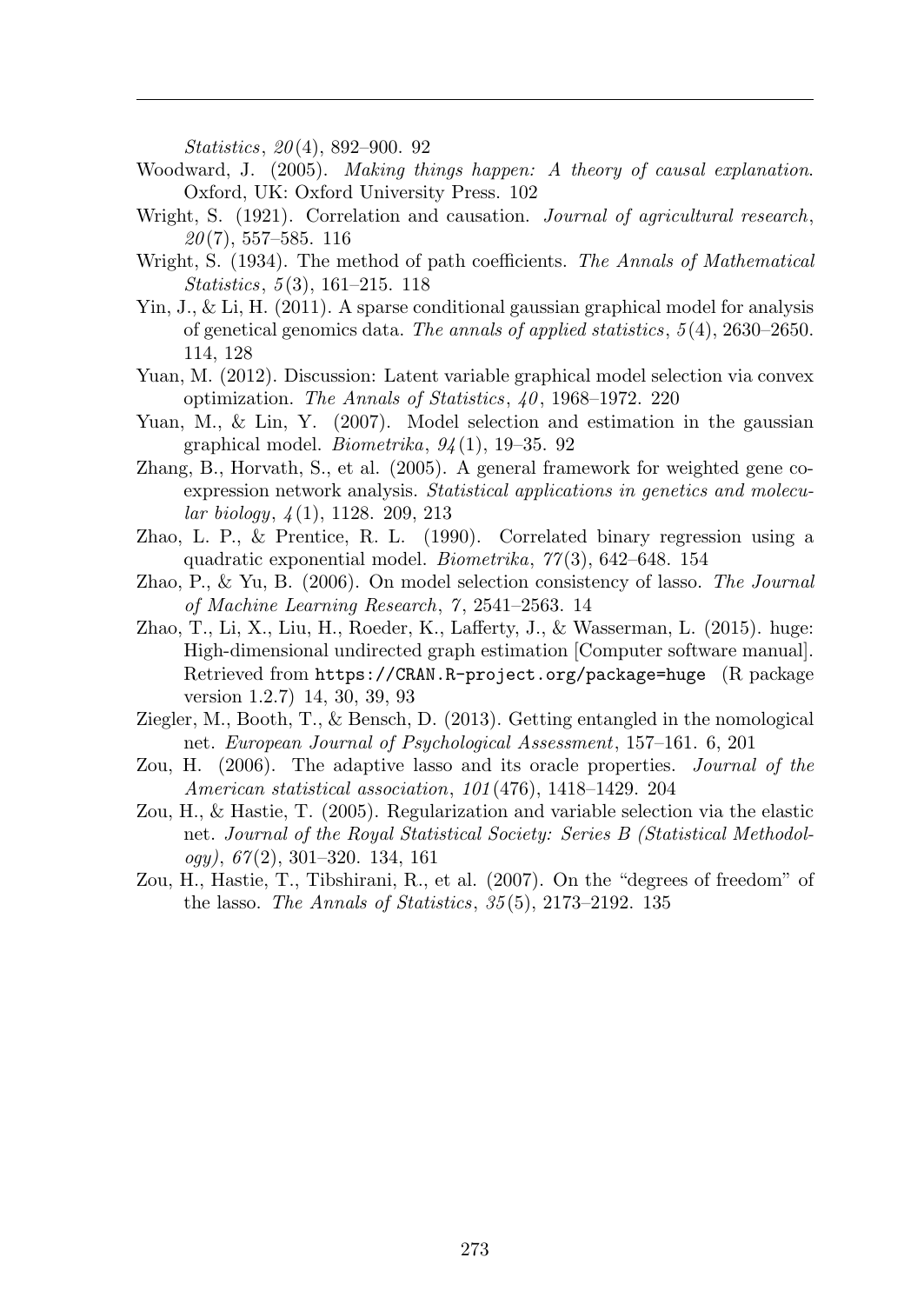*Statistics*, *20*(4), 892–900. 92

Woodward, J. (2005). *Making things happen: A theory of causal explanation*. Oxford, UK: Oxford University Press. 102

Wright, S. (1921). Correlation and causation. *Journal of agricultural research*, *20*(7), 557–585. 116

Wright, S. (1934). The method of path coefficients. *The Annals of Mathematical Statistics*, *5*(3), 161–215. 118

Yin, J., & Li, H. (2011). A sparse conditional gaussian graphical model for analysis of genetical genomics data. *The annals of applied statistics*, *5*(4), 2630–2650. 114, 128

Yuan, M. (2012). Discussion: Latent variable graphical model selection via convex optimization. *The Annals of Statistics*, *40*, 1968–1972. 220

Yuan, M., & Lin, Y. (2007). Model selection and estimation in the gaussian graphical model. *Biometrika*, *94*(1), 19–35. 92

Zhang, B., Horvath, S., et al. (2005). A general framework for weighted gene co-expression network analysis. *Statistical applications in genetics and molecular biology*, *4*(1), 1128. 209, 213

Zhao, L. P., & Prentice, R. L. (1990). Correlated binary regression using a quadratic exponential model. *Biometrika*, *77*(3), 642–648. 154

Zhao, P., & Yu, B. (2006). On model selection consistency of lasso. *The Journal of Machine Learning Research*, *7*, 2541–2563. 14

Zhao, T., Li, X., Liu, H., Roeder, K., Lafferty, J., & Wasserman, L. (2015). huge: High-dimensional undirected graph estimation [Computer software manual]. Retrieved from `https://CRAN.R-project.org/package=huge` (R package version 1.2.7) 14, 30, 39, 93

Ziegler, M., Booth, T., & Bensch, D. (2013). Getting entangled in the nomological net. *European Journal of Psychological Assessment*, 157–161. 6, 201

Zou, H. (2006). The adaptive lasso and its oracle properties. *Journal of the American statistical association*, *101*(476), 1418–1429. 204

Zou, H., & Hastie, T. (2005). Regularization and variable selection via the elastic net. *Journal of the Royal Statistical Society: Series B (Statistical Methodology)*, *67*(2), 301–320. 134, 161

Zou, H., Hastie, T., Tibshirani, R., et al. (2007). On the "degrees of freedom" of the lasso. *The Annals of Statistics*, *35*(5), 2173–2192. 135